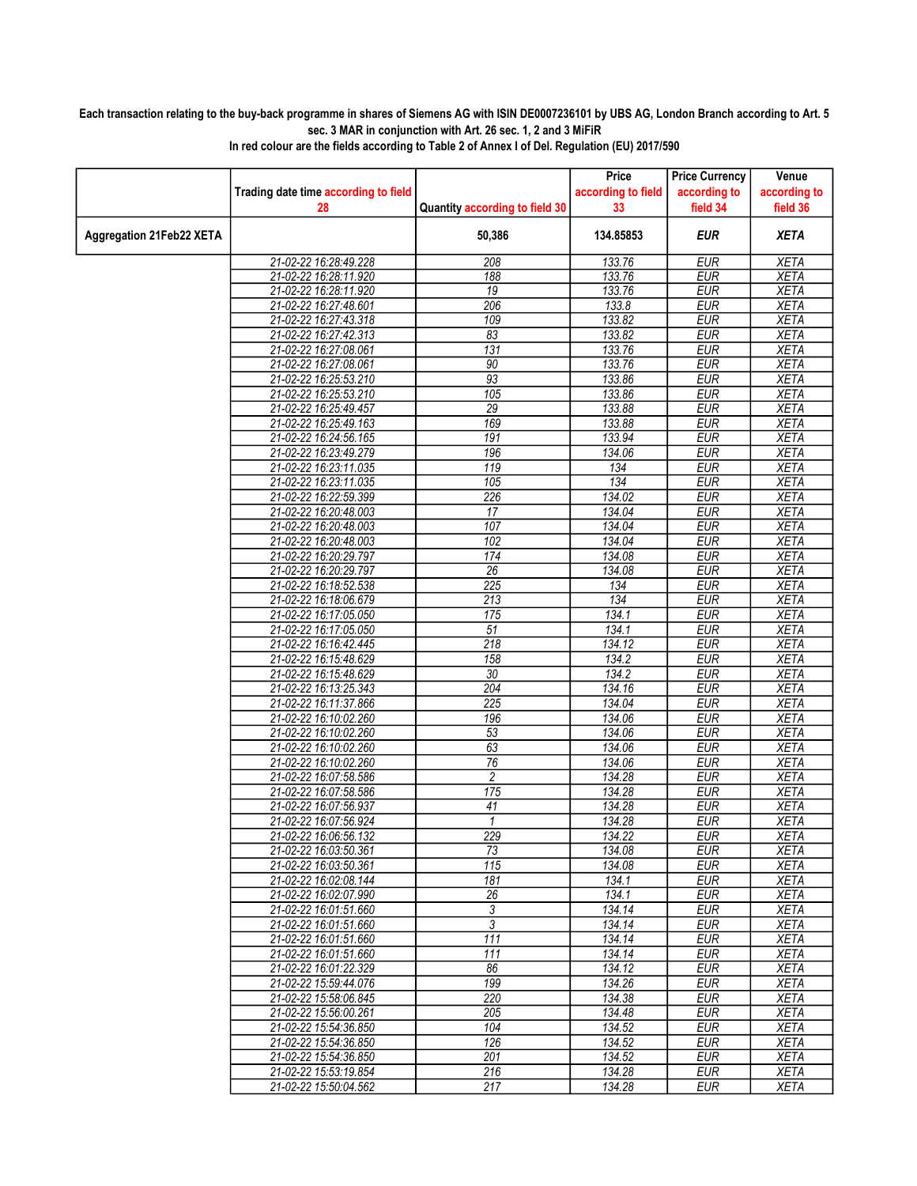**Each transaction relating to the buy-back programme in shares of Siemens AG with ISIN DE0007236101 by UBS AG, London Branch according to Art. 5 sec. 3 MAR in conjunction with Art. 26 sec. 1, 2 and 3 MiFiR**

**In red colour are the fields according to Table 2 of Annex I of Del. Regulation (EU) 2017/590**

| | Trading date time according to field 28 | Quantity according to field 30 | Price according to field 33 | Price Currency according to field 34 | Venue according to field 36 |
|---|---|---|---|---|---|
| **Aggregation 21Feb22 XETA** | | **50,386** | **134.85853** | ***EUR*** | ***XETA*** |
| | 21-02-22 16:28:49.228 | 208 | 133.76 | EUR | XETA |
| | 21-02-22 16:28:11.920 | 188 | 133.76 | EUR | XETA |
| | 21-02-22 16:28:11.920 | 19 | 133.76 | EUR | XETA |
| | 21-02-22 16:27:48.601 | 206 | 133.8 | EUR | XETA |
| | 21-02-22 16:27:43.318 | 109 | 133.82 | EUR | XETA |
| | 21-02-22 16:27:42.313 | 83 | 133.82 | EUR | XETA |
| | 21-02-22 16:27:08.061 | 131 | 133.76 | EUR | XETA |
| | 21-02-22 16:27:08.061 | 90 | 133.76 | EUR | XETA |
| | 21-02-22 16:25:53.210 | 93 | 133.86 | EUR | XETA |
| | 21-02-22 16:25:53.210 | 105 | 133.86 | EUR | XETA |
| | 21-02-22 16:25:49.457 | 29 | 133.88 | EUR | XETA |
| | 21-02-22 16:25:49.163 | 169 | 133.88 | EUR | XETA |
| | 21-02-22 16:24:56.165 | 191 | 133.94 | EUR | XETA |
| | 21-02-22 16:23:49.279 | 196 | 134.06 | EUR | XETA |
| | 21-02-22 16:23:11.035 | 119 | 134 | EUR | XETA |
| | 21-02-22 16:23:11.035 | 105 | 134 | EUR | XETA |
| | 21-02-22 16:22:59.399 | 226 | 134.02 | EUR | XETA |
| | 21-02-22 16:20:48.003 | 17 | 134.04 | EUR | XETA |
| | 21-02-22 16:20:48.003 | 107 | 134.04 | EUR | XETA |
| | 21-02-22 16:20:48.003 | 102 | 134.04 | EUR | XETA |
| | 21-02-22 16:20:29.797 | 174 | 134.08 | EUR | XETA |
| | 21-02-22 16:20:29.797 | 26 | 134.08 | EUR | XETA |
| | 21-02-22 16:18:52.538 | 225 | 134 | EUR | XETA |
| | 21-02-22 16:18:06.679 | 213 | 134 | EUR | XETA |
| | 21-02-22 16:17:05.050 | 175 | 134.1 | EUR | XETA |
| | 21-02-22 16:17:05.050 | 51 | 134.1 | EUR | XETA |
| | 21-02-22 16:16:42.445 | 218 | 134.12 | EUR | XETA |
| | 21-02-22 16:15:48.629 | 158 | 134.2 | EUR | XETA |
| | 21-02-22 16:15:48.629 | 30 | 134.2 | EUR | XETA |
| | 21-02-22 16:13:25.343 | 204 | 134.16 | EUR | XETA |
| | 21-02-22 16:11:37.866 | 225 | 134.04 | EUR | XETA |
| | 21-02-22 16:10:02.260 | 196 | 134.06 | EUR | XETA |
| | 21-02-22 16:10:02.260 | 53 | 134.06 | EUR | XETA |
| | 21-02-22 16:10:02.260 | 63 | 134.06 | EUR | XETA |
| | 21-02-22 16:10:02.260 | 76 | 134.06 | EUR | XETA |
| | 21-02-22 16:07:58.586 | 2 | 134.28 | EUR | XETA |
| | 21-02-22 16:07:58.586 | 175 | 134.28 | EUR | XETA |
| | 21-02-22 16:07:56.937 | 41 | 134.28 | EUR | XETA |
| | 21-02-22 16:07:56.924 | 1 | 134.28 | EUR | XETA |
| | 21-02-22 16:06:56.132 | 229 | 134.22 | EUR | XETA |
| | 21-02-22 16:03:50.361 | 73 | 134.08 | EUR | XETA |
| | 21-02-22 16:03:50.361 | 115 | 134.08 | EUR | XETA |
| | 21-02-22 16:02:08.144 | 181 | 134.1 | EUR | XETA |
| | 21-02-22 16:02:07.990 | 26 | 134.1 | EUR | XETA |
| | 21-02-22 16:01:51.660 | 3 | 134.14 | EUR | XETA |
| | 21-02-22 16:01:51.660 | 3 | 134.14 | EUR | XETA |
| | 21-02-22 16:01:51.660 | 111 | 134.14 | EUR | XETA |
| | 21-02-22 16:01:51.660 | 111 | 134.14 | EUR | XETA |
| | 21-02-22 16:01:22.329 | 86 | 134.12 | EUR | XETA |
| | 21-02-22 15:59:44.076 | 199 | 134.26 | EUR | XETA |
| | 21-02-22 15:58:06.845 | 220 | 134.38 | EUR | XETA |
| | 21-02-22 15:56:00.261 | 205 | 134.48 | EUR | XETA |
| | 21-02-22 15:54:36.850 | 104 | 134.52 | EUR | XETA |
| | 21-02-22 15:54:36.850 | 126 | 134.52 | EUR | XETA |
| | 21-02-22 15:54:36.850 | 201 | 134.52 | EUR | XETA |
| | 21-02-22 15:53:19.854 | 216 | 134.28 | EUR | XETA |
| | 21-02-22 15:50:04.562 | 217 | 134.28 | EUR | XETA |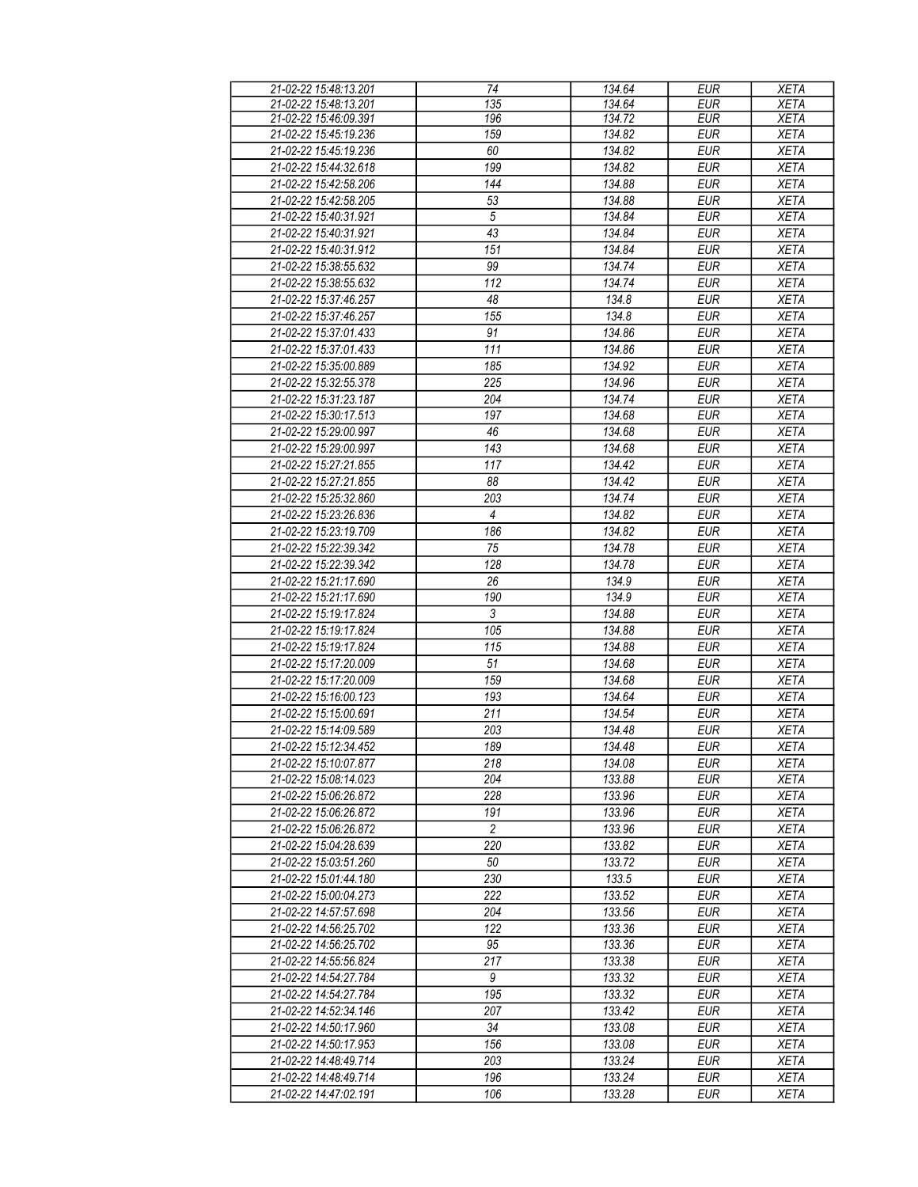| 21-02-22 15:48:13.201 | 74 | 134.64 | EUR | XETA |
|---|---|---|---|---|
| 21-02-22 15:48:13.201 | 135 | 134.64 | EUR | XETA |
| 21-02-22 15:46:09.391 | 196 | 134.72 | EUR | XETA |
| 21-02-22 15:45:19.236 | 159 | 134.82 | EUR | XETA |
| 21-02-22 15:45:19.236 | 60 | 134.82 | EUR | XETA |
| 21-02-22 15:44:32.618 | 199 | 134.82 | EUR | XETA |
| 21-02-22 15:42:58.206 | 144 | 134.88 | EUR | XETA |
| 21-02-22 15:42:58.205 | 53 | 134.88 | EUR | XETA |
| 21-02-22 15:40:31.921 | 5 | 134.84 | EUR | XETA |
| 21-02-22 15:40:31.921 | 43 | 134.84 | EUR | XETA |
| 21-02-22 15:40:31.912 | 151 | 134.84 | EUR | XETA |
| 21-02-22 15:38:55.632 | 99 | 134.74 | EUR | XETA |
| 21-02-22 15:38:55.632 | 112 | 134.74 | EUR | XETA |
| 21-02-22 15:37:46.257 | 48 | 134.8 | EUR | XETA |
| 21-02-22 15:37:46.257 | 155 | 134.8 | EUR | XETA |
| 21-02-22 15:37:01.433 | 91 | 134.86 | EUR | XETA |
| 21-02-22 15:37:01.433 | 111 | 134.86 | EUR | XETA |
| 21-02-22 15:35:00.889 | 185 | 134.92 | EUR | XETA |
| 21-02-22 15:32:55.378 | 225 | 134.96 | EUR | XETA |
| 21-02-22 15:31:23.187 | 204 | 134.74 | EUR | XETA |
| 21-02-22 15:30:17.513 | 197 | 134.68 | EUR | XETA |
| 21-02-22 15:29:00.997 | 46 | 134.68 | EUR | XETA |
| 21-02-22 15:29:00.997 | 143 | 134.68 | EUR | XETA |
| 21-02-22 15:27:21.855 | 117 | 134.42 | EUR | XETA |
| 21-02-22 15:27:21.855 | 88 | 134.42 | EUR | XETA |
| 21-02-22 15:25:32.860 | 203 | 134.74 | EUR | XETA |
| 21-02-22 15:23:26.836 | 4 | 134.82 | EUR | XETA |
| 21-02-22 15:23:19.709 | 186 | 134.82 | EUR | XETA |
| 21-02-22 15:22:39.342 | 75 | 134.78 | EUR | XETA |
| 21-02-22 15:22:39.342 | 128 | 134.78 | EUR | XETA |
| 21-02-22 15:21:17.690 | 26 | 134.9 | EUR | XETA |
| 21-02-22 15:21:17.690 | 190 | 134.9 | EUR | XETA |
| 21-02-22 15:19:17.824 | 3 | 134.88 | EUR | XETA |
| 21-02-22 15:19:17.824 | 105 | 134.88 | EUR | XETA |
| 21-02-22 15:19:17.824 | 115 | 134.88 | EUR | XETA |
| 21-02-22 15:17:20.009 | 51 | 134.68 | EUR | XETA |
| 21-02-22 15:17:20.009 | 159 | 134.68 | EUR | XETA |
| 21-02-22 15:16:00.123 | 193 | 134.64 | EUR | XETA |
| 21-02-22 15:15:00.691 | 211 | 134.54 | EUR | XETA |
| 21-02-22 15:14:09.589 | 203 | 134.48 | EUR | XETA |
| 21-02-22 15:12:34.452 | 189 | 134.48 | EUR | XETA |
| 21-02-22 15:10:07.877 | 218 | 134.08 | EUR | XETA |
| 21-02-22 15:08:14.023 | 204 | 133.88 | EUR | XETA |
| 21-02-22 15:06:26.872 | 228 | 133.96 | EUR | XETA |
| 21-02-22 15:06:26.872 | 191 | 133.96 | EUR | XETA |
| 21-02-22 15:06:26.872 | 2 | 133.96 | EUR | XETA |
| 21-02-22 15:04:28.639 | 220 | 133.82 | EUR | XETA |
| 21-02-22 15:03:51.260 | 50 | 133.72 | EUR | XETA |
| 21-02-22 15:01:44.180 | 230 | 133.5 | EUR | XETA |
| 21-02-22 15:00:04.273 | 222 | 133.52 | EUR | XETA |
| 21-02-22 14:57:57.698 | 204 | 133.56 | EUR | XETA |
| 21-02-22 14:56:25.702 | 122 | 133.36 | EUR | XETA |
| 21-02-22 14:56:25.702 | 95 | 133.36 | EUR | XETA |
| 21-02-22 14:55:56.824 | 217 | 133.38 | EUR | XETA |
| 21-02-22 14:54:27.784 | 9 | 133.32 | EUR | XETA |
| 21-02-22 14:54:27.784 | 195 | 133.32 | EUR | XETA |
| 21-02-22 14:52:34.146 | 207 | 133.42 | EUR | XETA |
| 21-02-22 14:50:17.960 | 34 | 133.08 | EUR | XETA |
| 21-02-22 14:50:17.953 | 156 | 133.08 | EUR | XETA |
| 21-02-22 14:48:49.714 | 203 | 133.24 | EUR | XETA |
| 21-02-22 14:48:49.714 | 196 | 133.24 | EUR | XETA |
| 21-02-22 14:47:02.191 | 106 | 133.28 | EUR | XETA |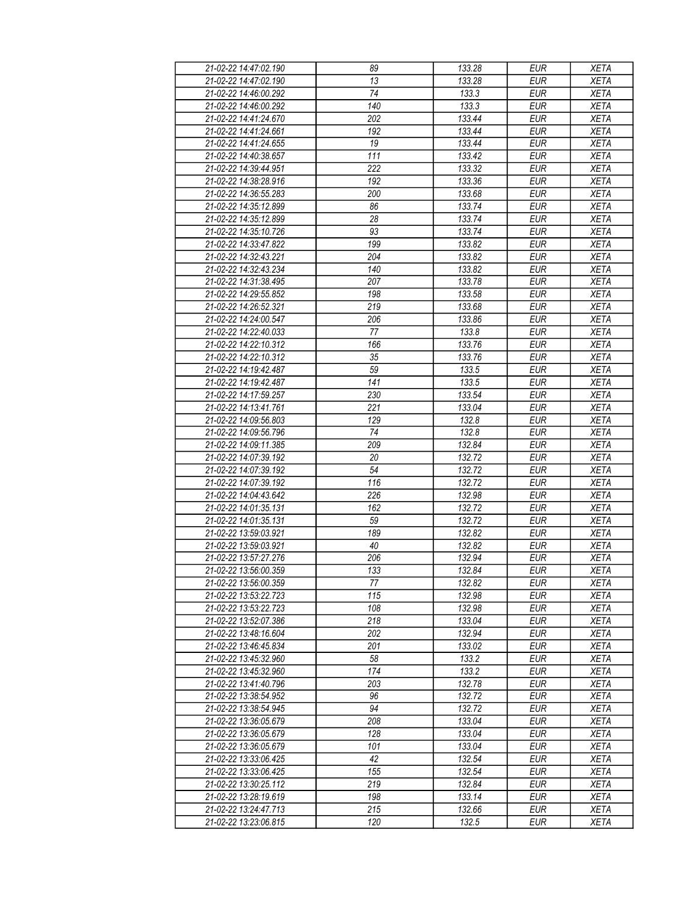| 21-02-22 14:47:02.190 | 89 | 133.28 | EUR | XETA |
|---|---|---|---|---|
| 21-02-22 14:47:02.190 | 13 | 133.28 | EUR | XETA |
| 21-02-22 14:46:00.292 | 74 | 133.3 | EUR | XETA |
| 21-02-22 14:46:00.292 | 140 | 133.3 | EUR | XETA |
| 21-02-22 14:41:24.670 | 202 | 133.44 | EUR | XETA |
| 21-02-22 14:41:24.661 | 192 | 133.44 | EUR | XETA |
| 21-02-22 14:41:24.655 | 19 | 133.44 | EUR | XETA |
| 21-02-22 14:40:38.657 | 111 | 133.42 | EUR | XETA |
| 21-02-22 14:39:44.951 | 222 | 133.32 | EUR | XETA |
| 21-02-22 14:38:28.916 | 192 | 133.36 | EUR | XETA |
| 21-02-22 14:36:55.283 | 200 | 133.68 | EUR | XETA |
| 21-02-22 14:35:12.899 | 86 | 133.74 | EUR | XETA |
| 21-02-22 14:35:12.899 | 28 | 133.74 | EUR | XETA |
| 21-02-22 14:35:10.726 | 93 | 133.74 | EUR | XETA |
| 21-02-22 14:33:47.822 | 199 | 133.82 | EUR | XETA |
| 21-02-22 14:32:43.221 | 204 | 133.82 | EUR | XETA |
| 21-02-22 14:32:43.234 | 140 | 133.82 | EUR | XETA |
| 21-02-22 14:31:38.495 | 207 | 133.78 | EUR | XETA |
| 21-02-22 14:29:55.852 | 198 | 133.58 | EUR | XETA |
| 21-02-22 14:26:52.321 | 219 | 133.68 | EUR | XETA |
| 21-02-22 14:24:00.547 | 206 | 133.86 | EUR | XETA |
| 21-02-22 14:22:40.033 | 77 | 133.8 | EUR | XETA |
| 21-02-22 14:22:10.312 | 166 | 133.76 | EUR | XETA |
| 21-02-22 14:22:10.312 | 35 | 133.76 | EUR | XETA |
| 21-02-22 14:19:42.487 | 59 | 133.5 | EUR | XETA |
| 21-02-22 14:19:42.487 | 141 | 133.5 | EUR | XETA |
| 21-02-22 14:17:59.257 | 230 | 133.54 | EUR | XETA |
| 21-02-22 14:13:41.761 | 221 | 133.04 | EUR | XETA |
| 21-02-22 14:09:56.803 | 129 | 132.8 | EUR | XETA |
| 21-02-22 14:09:56.796 | 74 | 132.8 | EUR | XETA |
| 21-02-22 14:09:11.385 | 209 | 132.84 | EUR | XETA |
| 21-02-22 14:07:39.192 | 20 | 132.72 | EUR | XETA |
| 21-02-22 14:07:39.192 | 54 | 132.72 | EUR | XETA |
| 21-02-22 14:07:39.192 | 116 | 132.72 | EUR | XETA |
| 21-02-22 14:04:43.642 | 226 | 132.98 | EUR | XETA |
| 21-02-22 14:01:35.131 | 162 | 132.72 | EUR | XETA |
| 21-02-22 14:01:35.131 | 59 | 132.72 | EUR | XETA |
| 21-02-22 13:59:03.921 | 189 | 132.82 | EUR | XETA |
| 21-02-22 13:59:03.921 | 40 | 132.82 | EUR | XETA |
| 21-02-22 13:57:27.276 | 206 | 132.94 | EUR | XETA |
| 21-02-22 13:56:00.359 | 133 | 132.84 | EUR | XETA |
| 21-02-22 13:56:00.359 | 77 | 132.82 | EUR | XETA |
| 21-02-22 13:53:22.723 | 115 | 132.98 | EUR | XETA |
| 21-02-22 13:53:22.723 | 108 | 132.98 | EUR | XETA |
| 21-02-22 13:52:07.386 | 218 | 133.04 | EUR | XETA |
| 21-02-22 13:48:16.604 | 202 | 132.94 | EUR | XETA |
| 21-02-22 13:46:45.834 | 201 | 133.02 | EUR | XETA |
| 21-02-22 13:45:32.960 | 58 | 133.2 | EUR | XETA |
| 21-02-22 13:45:32.960 | 174 | 133.2 | EUR | XETA |
| 21-02-22 13:41:40.796 | 203 | 132.78 | EUR | XETA |
| 21-02-22 13:38:54.952 | 96 | 132.72 | EUR | XETA |
| 21-02-22 13:38:54.945 | 94 | 132.72 | EUR | XETA |
| 21-02-22 13:36:05.679 | 208 | 133.04 | EUR | XETA |
| 21-02-22 13:36:05.679 | 128 | 133.04 | EUR | XETA |
| 21-02-22 13:36:05.679 | 101 | 133.04 | EUR | XETA |
| 21-02-22 13:33:06.425 | 42 | 132.54 | EUR | XETA |
| 21-02-22 13:33:06.425 | 155 | 132.54 | EUR | XETA |
| 21-02-22 13:30:25.112 | 219 | 132.84 | EUR | XETA |
| 21-02-22 13:28:19.619 | 198 | 133.14 | EUR | XETA |
| 21-02-22 13:24:47.713 | 215 | 132.66 | EUR | XETA |
| 21-02-22 13:23:06.815 | 120 | 132.5 | EUR | XETA |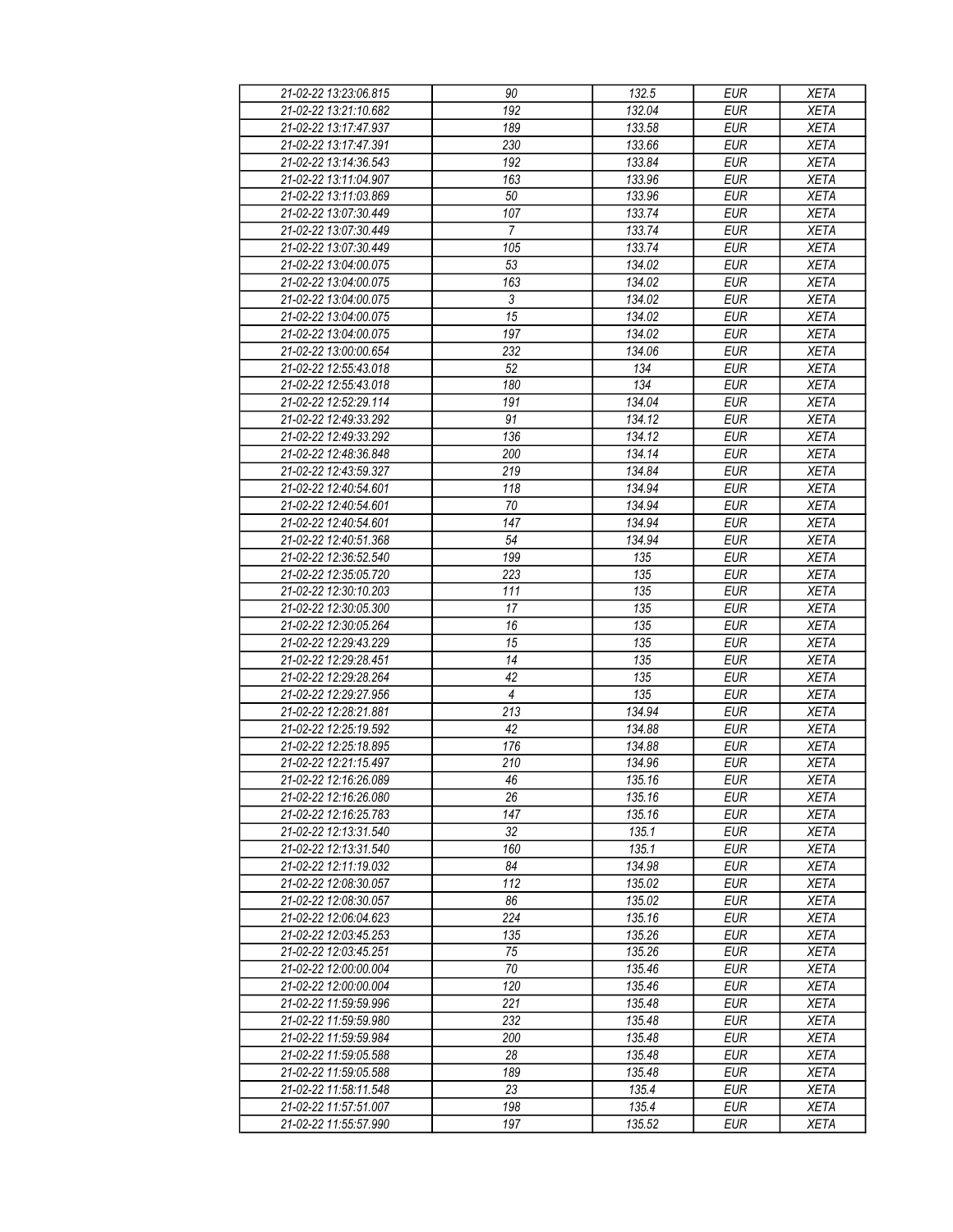| 21-02-22 13:23:06.815 | 90 | 132.5 | EUR | XETA |
|---|---|---|---|---|
| 21-02-22 13:21:10.682 | 192 | 132.04 | EUR | XETA |
| 21-02-22 13:17:47.937 | 189 | 133.58 | EUR | XETA |
| 21-02-22 13:17:47.391 | 230 | 133.66 | EUR | XETA |
| 21-02-22 13:14:36.543 | 192 | 133.84 | EUR | XETA |
| 21-02-22 13:11:04.907 | 163 | 133.96 | EUR | XETA |
| 21-02-22 13:11:03.869 | 50 | 133.96 | EUR | XETA |
| 21-02-22 13:07:30.449 | 107 | 133.74 | EUR | XETA |
| 21-02-22 13:07:30.449 | 7 | 133.74 | EUR | XETA |
| 21-02-22 13:07:30.449 | 105 | 133.74 | EUR | XETA |
| 21-02-22 13:04:00.075 | 53 | 134.02 | EUR | XETA |
| 21-02-22 13:04:00.075 | 163 | 134.02 | EUR | XETA |
| 21-02-22 13:04:00.075 | 3 | 134.02 | EUR | XETA |
| 21-02-22 13:04:00.075 | 15 | 134.02 | EUR | XETA |
| 21-02-22 13:04:00.075 | 197 | 134.02 | EUR | XETA |
| 21-02-22 13:00:00.654 | 232 | 134.06 | EUR | XETA |
| 21-02-22 12:55:43.018 | 52 | 134 | EUR | XETA |
| 21-02-22 12:55:43.018 | 180 | 134 | EUR | XETA |
| 21-02-22 12:52:29.114 | 191 | 134.04 | EUR | XETA |
| 21-02-22 12:49:33.292 | 91 | 134.12 | EUR | XETA |
| 21-02-22 12:49:33.292 | 136 | 134.12 | EUR | XETA |
| 21-02-22 12:48:36.848 | 200 | 134.14 | EUR | XETA |
| 21-02-22 12:43:59.327 | 219 | 134.84 | EUR | XETA |
| 21-02-22 12:40:54.601 | 118 | 134.94 | EUR | XETA |
| 21-02-22 12:40:54.601 | 70 | 134.94 | EUR | XETA |
| 21-02-22 12:40:54.601 | 147 | 134.94 | EUR | XETA |
| 21-02-22 12:40:51.368 | 54 | 134.94 | EUR | XETA |
| 21-02-22 12:36:52.540 | 199 | 135 | EUR | XETA |
| 21-02-22 12:35:05.720 | 223 | 135 | EUR | XETA |
| 21-02-22 12:30:10.203 | 111 | 135 | EUR | XETA |
| 21-02-22 12:30:05.300 | 17 | 135 | EUR | XETA |
| 21-02-22 12:30:05.264 | 16 | 135 | EUR | XETA |
| 21-02-22 12:29:43.229 | 15 | 135 | EUR | XETA |
| 21-02-22 12:29:28.451 | 14 | 135 | EUR | XETA |
| 21-02-22 12:29:28.264 | 42 | 135 | EUR | XETA |
| 21-02-22 12:29:27.956 | 4 | 135 | EUR | XETA |
| 21-02-22 12:28:21.881 | 213 | 134.94 | EUR | XETA |
| 21-02-22 12:25:19.592 | 42 | 134.88 | EUR | XETA |
| 21-02-22 12:25:18.895 | 176 | 134.88 | EUR | XETA |
| 21-02-22 12:21:15.497 | 210 | 134.96 | EUR | XETA |
| 21-02-22 12:16:26.089 | 46 | 135.16 | EUR | XETA |
| 21-02-22 12:16:26.080 | 26 | 135.16 | EUR | XETA |
| 21-02-22 12:16:25.783 | 147 | 135.16 | EUR | XETA |
| 21-02-22 12:13:31.540 | 32 | 135.1 | EUR | XETA |
| 21-02-22 12:13:31.540 | 160 | 135.1 | EUR | XETA |
| 21-02-22 12:11:19.032 | 84 | 134.98 | EUR | XETA |
| 21-02-22 12:08:30.057 | 112 | 135.02 | EUR | XETA |
| 21-02-22 12:08:30.057 | 86 | 135.02 | EUR | XETA |
| 21-02-22 12:06:04.623 | 224 | 135.16 | EUR | XETA |
| 21-02-22 12:03:45.253 | 135 | 135.26 | EUR | XETA |
| 21-02-22 12:03:45.251 | 75 | 135.26 | EUR | XETA |
| 21-02-22 12:00:00.004 | 70 | 135.46 | EUR | XETA |
| 21-02-22 12:00:00.004 | 120 | 135.46 | EUR | XETA |
| 21-02-22 11:59:59.996 | 221 | 135.48 | EUR | XETA |
| 21-02-22 11:59:59.980 | 232 | 135.48 | EUR | XETA |
| 21-02-22 11:59:59.984 | 200 | 135.48 | EUR | XETA |
| 21-02-22 11:59:05.588 | 28 | 135.48 | EUR | XETA |
| 21-02-22 11:59:05.588 | 189 | 135.48 | EUR | XETA |
| 21-02-22 11:58:11.548 | 23 | 135.4 | EUR | XETA |
| 21-02-22 11:57:51.007 | 198 | 135.4 | EUR | XETA |
| 21-02-22 11:55:57.990 | 197 | 135.52 | EUR | XETA |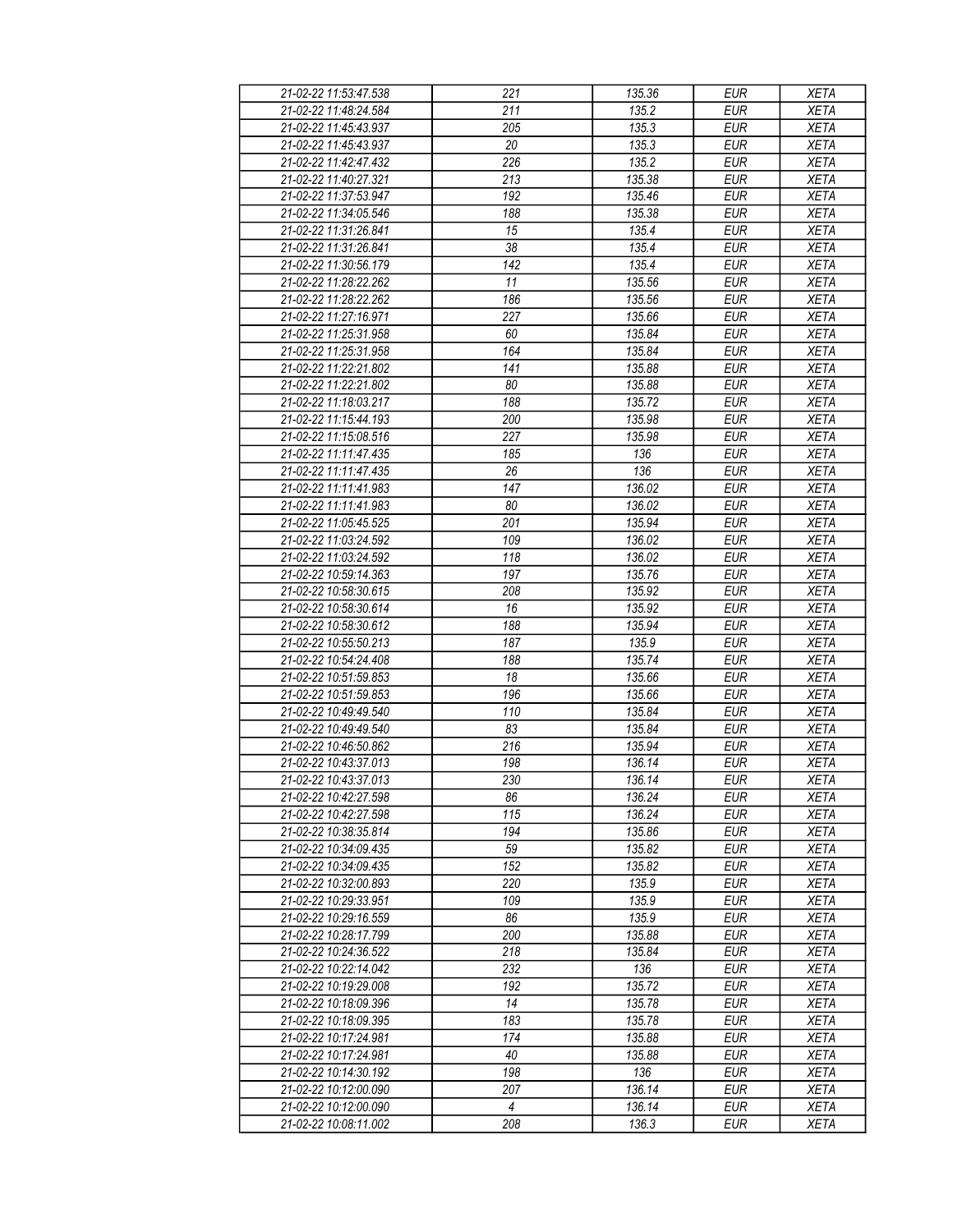| 21-02-22 11:53:47.538 | 221 | 135.36 | EUR | XETA |
|---|---|---|---|---|
| 21-02-22 11:48:24.584 | 211 | 135.2 | EUR | XETA |
| 21-02-22 11:45:43.937 | 205 | 135.3 | EUR | XETA |
| 21-02-22 11:45:43.937 | 20 | 135.3 | EUR | XETA |
| 21-02-22 11:42:47.432 | 226 | 135.2 | EUR | XETA |
| 21-02-22 11:40:27.321 | 213 | 135.38 | EUR | XETA |
| 21-02-22 11:37:53.947 | 192 | 135.46 | EUR | XETA |
| 21-02-22 11:34:05.546 | 188 | 135.38 | EUR | XETA |
| 21-02-22 11:31:26.841 | 15 | 135.4 | EUR | XETA |
| 21-02-22 11:31:26.841 | 38 | 135.4 | EUR | XETA |
| 21-02-22 11:30:56.179 | 142 | 135.4 | EUR | XETA |
| 21-02-22 11:28:22.262 | 11 | 135.56 | EUR | XETA |
| 21-02-22 11:28:22.262 | 186 | 135.56 | EUR | XETA |
| 21-02-22 11:27:16.971 | 227 | 135.66 | EUR | XETA |
| 21-02-22 11:25:31.958 | 60 | 135.84 | EUR | XETA |
| 21-02-22 11:25:31.958 | 164 | 135.84 | EUR | XETA |
| 21-02-22 11:22:21.802 | 141 | 135.88 | EUR | XETA |
| 21-02-22 11:22:21.802 | 80 | 135.88 | EUR | XETA |
| 21-02-22 11:18:03.217 | 188 | 135.72 | EUR | XETA |
| 21-02-22 11:15:44.193 | 200 | 135.98 | EUR | XETA |
| 21-02-22 11:15:08.516 | 227 | 135.98 | EUR | XETA |
| 21-02-22 11:11:47.435 | 185 | 136 | EUR | XETA |
| 21-02-22 11:11:47.435 | 26 | 136 | EUR | XETA |
| 21-02-22 11:11:41.983 | 147 | 136.02 | EUR | XETA |
| 21-02-22 11:11:41.983 | 80 | 136.02 | EUR | XETA |
| 21-02-22 11:05:45.525 | 201 | 135.94 | EUR | XETA |
| 21-02-22 11:03:24.592 | 109 | 136.02 | EUR | XETA |
| 21-02-22 11:03:24.592 | 118 | 136.02 | EUR | XETA |
| 21-02-22 10:59:14.363 | 197 | 135.76 | EUR | XETA |
| 21-02-22 10:58:30.615 | 208 | 135.92 | EUR | XETA |
| 21-02-22 10:58:30.614 | 16 | 135.92 | EUR | XETA |
| 21-02-22 10:58:30.612 | 188 | 135.94 | EUR | XETA |
| 21-02-22 10:55:50.213 | 187 | 135.9 | EUR | XETA |
| 21-02-22 10:54:24.408 | 188 | 135.74 | EUR | XETA |
| 21-02-22 10:51:59.853 | 18 | 135.66 | EUR | XETA |
| 21-02-22 10:51:59.853 | 196 | 135.66 | EUR | XETA |
| 21-02-22 10:49:49.540 | 110 | 135.84 | EUR | XETA |
| 21-02-22 10:49:49.540 | 83 | 135.84 | EUR | XETA |
| 21-02-22 10:46:50.862 | 216 | 135.94 | EUR | XETA |
| 21-02-22 10:43:37.013 | 198 | 136.14 | EUR | XETA |
| 21-02-22 10:43:37.013 | 230 | 136.14 | EUR | XETA |
| 21-02-22 10:42:27.598 | 86 | 136.24 | EUR | XETA |
| 21-02-22 10:42:27.598 | 115 | 136.24 | EUR | XETA |
| 21-02-22 10:38:35.814 | 194 | 135.86 | EUR | XETA |
| 21-02-22 10:34:09.435 | 59 | 135.82 | EUR | XETA |
| 21-02-22 10:34:09.435 | 152 | 135.82 | EUR | XETA |
| 21-02-22 10:32:00.893 | 220 | 135.9 | EUR | XETA |
| 21-02-22 10:29:33.951 | 109 | 135.9 | EUR | XETA |
| 21-02-22 10:29:16.559 | 86 | 135.9 | EUR | XETA |
| 21-02-22 10:28:17.799 | 200 | 135.88 | EUR | XETA |
| 21-02-22 10:24:36.522 | 218 | 135.84 | EUR | XETA |
| 21-02-22 10:22:14.042 | 232 | 136 | EUR | XETA |
| 21-02-22 10:19:29.008 | 192 | 135.72 | EUR | XETA |
| 21-02-22 10:18:09.396 | 14 | 135.78 | EUR | XETA |
| 21-02-22 10:18:09.395 | 183 | 135.78 | EUR | XETA |
| 21-02-22 10:17:24.981 | 174 | 135.88 | EUR | XETA |
| 21-02-22 10:17:24.981 | 40 | 135.88 | EUR | XETA |
| 21-02-22 10:14:30.192 | 198 | 136 | EUR | XETA |
| 21-02-22 10:12:00.090 | 207 | 136.14 | EUR | XETA |
| 21-02-22 10:12:00.090 | 4 | 136.14 | EUR | XETA |
| 21-02-22 10:08:11.002 | 208 | 136.3 | EUR | XETA |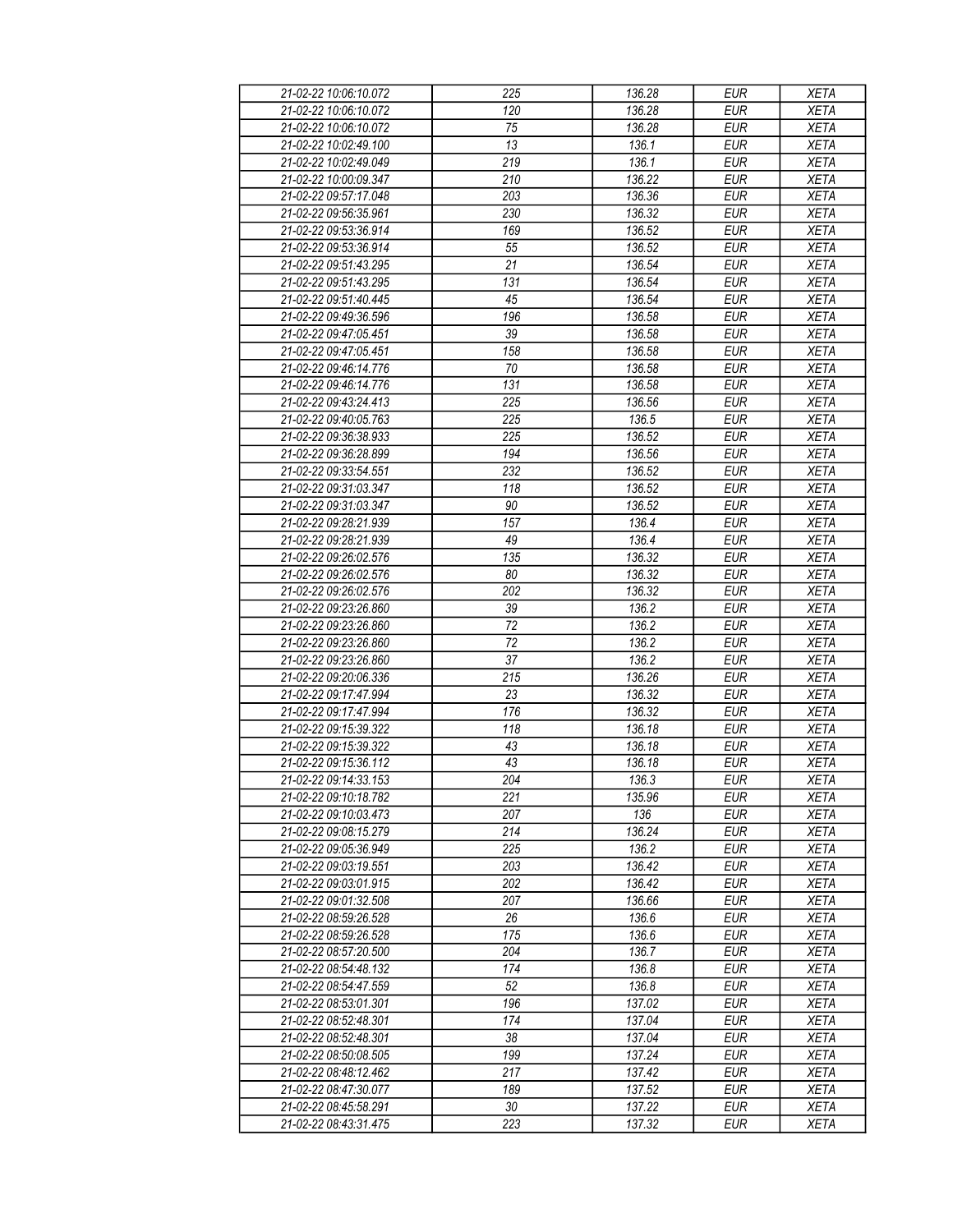| 21-02-22 10:06:10.072 | 225 | 136.28 | EUR | XETA |
|---|---|---|---|---|
| 21-02-22 10:06:10.072 | 120 | 136.28 | EUR | XETA |
| 21-02-22 10:06:10.072 | 75 | 136.28 | EUR | XETA |
| 21-02-22 10:02:49.100 | 13 | 136.1 | EUR | XETA |
| 21-02-22 10:02:49.049 | 219 | 136.1 | EUR | XETA |
| 21-02-22 10:00:09.347 | 210 | 136.22 | EUR | XETA |
| 21-02-22 09:57:17.048 | 203 | 136.36 | EUR | XETA |
| 21-02-22 09:56:35.961 | 230 | 136.32 | EUR | XETA |
| 21-02-22 09:53:36.914 | 169 | 136.52 | EUR | XETA |
| 21-02-22 09:53:36.914 | 55 | 136.52 | EUR | XETA |
| 21-02-22 09:51:43.295 | 21 | 136.54 | EUR | XETA |
| 21-02-22 09:51:43.295 | 131 | 136.54 | EUR | XETA |
| 21-02-22 09:51:40.445 | 45 | 136.54 | EUR | XETA |
| 21-02-22 09:49:36.596 | 196 | 136.58 | EUR | XETA |
| 21-02-22 09:47:05.451 | 39 | 136.58 | EUR | XETA |
| 21-02-22 09:47:05.451 | 158 | 136.58 | EUR | XETA |
| 21-02-22 09:46:14.776 | 70 | 136.58 | EUR | XETA |
| 21-02-22 09:46:14.776 | 131 | 136.58 | EUR | XETA |
| 21-02-22 09:43:24.413 | 225 | 136.56 | EUR | XETA |
| 21-02-22 09:40:05.763 | 225 | 136.5 | EUR | XETA |
| 21-02-22 09:36:38.933 | 225 | 136.52 | EUR | XETA |
| 21-02-22 09:36:28.899 | 194 | 136.56 | EUR | XETA |
| 21-02-22 09:33:54.551 | 232 | 136.52 | EUR | XETA |
| 21-02-22 09:31:03.347 | 118 | 136.52 | EUR | XETA |
| 21-02-22 09:31:03.347 | 90 | 136.52 | EUR | XETA |
| 21-02-22 09:28:21.939 | 157 | 136.4 | EUR | XETA |
| 21-02-22 09:28:21.939 | 49 | 136.4 | EUR | XETA |
| 21-02-22 09:26:02.576 | 135 | 136.32 | EUR | XETA |
| 21-02-22 09:26:02.576 | 80 | 136.32 | EUR | XETA |
| 21-02-22 09:26:02.576 | 202 | 136.32 | EUR | XETA |
| 21-02-22 09:23:26.860 | 39 | 136.2 | EUR | XETA |
| 21-02-22 09:23:26.860 | 72 | 136.2 | EUR | XETA |
| 21-02-22 09:23:26.860 | 72 | 136.2 | EUR | XETA |
| 21-02-22 09:23:26.860 | 37 | 136.2 | EUR | XETA |
| 21-02-22 09:20:06.336 | 215 | 136.26 | EUR | XETA |
| 21-02-22 09:17:47.994 | 23 | 136.32 | EUR | XETA |
| 21-02-22 09:17:47.994 | 176 | 136.32 | EUR | XETA |
| 21-02-22 09:15:39.322 | 118 | 136.18 | EUR | XETA |
| 21-02-22 09:15:39.322 | 43 | 136.18 | EUR | XETA |
| 21-02-22 09:15:36.112 | 43 | 136.18 | EUR | XETA |
| 21-02-22 09:14:33.153 | 204 | 136.3 | EUR | XETA |
| 21-02-22 09:10:18.782 | 221 | 135.96 | EUR | XETA |
| 21-02-22 09:10:03.473 | 207 | 136 | EUR | XETA |
| 21-02-22 09:08:15.279 | 214 | 136.24 | EUR | XETA |
| 21-02-22 09:05:36.949 | 225 | 136.2 | EUR | XETA |
| 21-02-22 09:03:19.551 | 203 | 136.42 | EUR | XETA |
| 21-02-22 09:03:01.915 | 202 | 136.42 | EUR | XETA |
| 21-02-22 09:01:32.508 | 207 | 136.66 | EUR | XETA |
| 21-02-22 08:59:26.528 | 26 | 136.6 | EUR | XETA |
| 21-02-22 08:59:26.528 | 175 | 136.6 | EUR | XETA |
| 21-02-22 08:57:20.500 | 204 | 136.7 | EUR | XETA |
| 21-02-22 08:54:48.132 | 174 | 136.8 | EUR | XETA |
| 21-02-22 08:54:47.559 | 52 | 136.8 | EUR | XETA |
| 21-02-22 08:53:01.301 | 196 | 137.02 | EUR | XETA |
| 21-02-22 08:52:48.301 | 174 | 137.04 | EUR | XETA |
| 21-02-22 08:52:48.301 | 38 | 137.04 | EUR | XETA |
| 21-02-22 08:50:08.505 | 199 | 137.24 | EUR | XETA |
| 21-02-22 08:48:12.462 | 217 | 137.42 | EUR | XETA |
| 21-02-22 08:47:30.077 | 189 | 137.52 | EUR | XETA |
| 21-02-22 08:45:58.291 | 30 | 137.22 | EUR | XETA |
| 21-02-22 08:43:31.475 | 223 | 137.32 | EUR | XETA |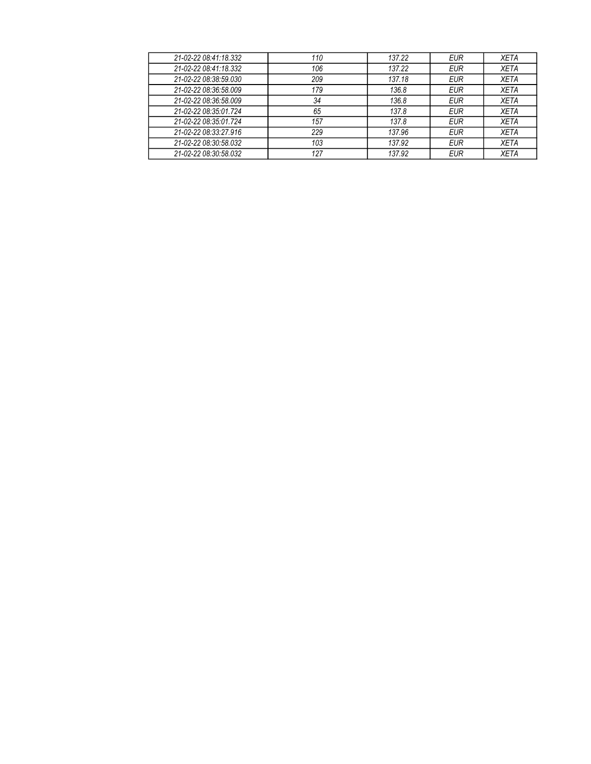| 21-02-22 08:41:18.332 | 110 | 137.22 | EUR | XETA |
|---|---|---|---|---|
| 21-02-22 08:41:18.332 | 106 | 137.22 | EUR | XETA |
| 21-02-22 08:38:59.030 | 209 | 137.18 | EUR | XETA |
| 21-02-22 08:36:58.009 | 179 | 136.8 | EUR | XETA |
| 21-02-22 08:36:58.009 | 34 | 136.8 | EUR | XETA |
| 21-02-22 08:35:01.724 | 65 | 137.8 | EUR | XETA |
| 21-02-22 08:35:01.724 | 157 | 137.8 | EUR | XETA |
| 21-02-22 08:33:27.916 | 229 | 137.96 | EUR | XETA |
| 21-02-22 08:30:58.032 | 103 | 137.92 | EUR | XETA |
| 21-02-22 08:30:58.032 | 127 | 137.92 | EUR | XETA |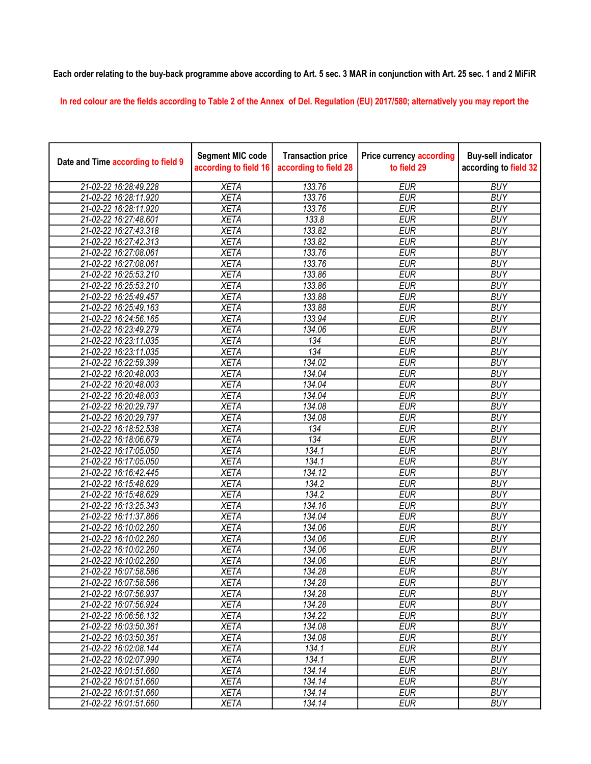**Each order relating to the buy-back programme above according to Art. 5 sec. 3 MAR in conjunction with Art. 25 sec. 1 and 2 MiFiR**

In red colour are the fields according to Table 2 of the Annex of Del. Regulation (EU) 2017/580; alternatively you may report the

| Date and Time according to field 9 | Segment MIC code according to field 16 | Transaction price according to field 28 | Price currency according to field 29 | Buy-sell indicator according to field 32 |
|---|---|---|---|---|
| 21-02-22 16:28:49.228 | XETA | 133.76 | EUR | BUY |
| 21-02-22 16:28:11.920 | XETA | 133.76 | EUR | BUY |
| 21-02-22 16:28:11.920 | XETA | 133.76 | EUR | BUY |
| 21-02-22 16:27:48.601 | XETA | 133.8 | EUR | BUY |
| 21-02-22 16:27:43.318 | XETA | 133.82 | EUR | BUY |
| 21-02-22 16:27:42.313 | XETA | 133.82 | EUR | BUY |
| 21-02-22 16:27:08.061 | XETA | 133.76 | EUR | BUY |
| 21-02-22 16:27:08.061 | XETA | 133.76 | EUR | BUY |
| 21-02-22 16:25:53.210 | XETA | 133.86 | EUR | BUY |
| 21-02-22 16:25:53.210 | XETA | 133.86 | EUR | BUY |
| 21-02-22 16:25:49.457 | XETA | 133.88 | EUR | BUY |
| 21-02-22 16:25:49.163 | XETA | 133.88 | EUR | BUY |
| 21-02-22 16:24:56.165 | XETA | 133.94 | EUR | BUY |
| 21-02-22 16:23:49.279 | XETA | 134.06 | EUR | BUY |
| 21-02-22 16:23:11.035 | XETA | 134 | EUR | BUY |
| 21-02-22 16:23:11.035 | XETA | 134 | EUR | BUY |
| 21-02-22 16:22:59.399 | XETA | 134.02 | EUR | BUY |
| 21-02-22 16:20:48.003 | XETA | 134.04 | EUR | BUY |
| 21-02-22 16:20:48.003 | XETA | 134.04 | EUR | BUY |
| 21-02-22 16:20:48.003 | XETA | 134.04 | EUR | BUY |
| 21-02-22 16:20:29.797 | XETA | 134.08 | EUR | BUY |
| 21-02-22 16:20:29.797 | XETA | 134.08 | EUR | BUY |
| 21-02-22 16:18:52.538 | XETA | 134 | EUR | BUY |
| 21-02-22 16:18:06.679 | XETA | 134 | EUR | BUY |
| 21-02-22 16:17:05.050 | XETA | 134.1 | EUR | BUY |
| 21-02-22 16:17:05.050 | XETA | 134.1 | EUR | BUY |
| 21-02-22 16:16:42.445 | XETA | 134.12 | EUR | BUY |
| 21-02-22 16:15:48.629 | XETA | 134.2 | EUR | BUY |
| 21-02-22 16:15:48.629 | XETA | 134.2 | EUR | BUY |
| 21-02-22 16:13:25.343 | XETA | 134.16 | EUR | BUY |
| 21-02-22 16:11:37.866 | XETA | 134.04 | EUR | BUY |
| 21-02-22 16:10:02.260 | XETA | 134.06 | EUR | BUY |
| 21-02-22 16:10:02.260 | XETA | 134.06 | EUR | BUY |
| 21-02-22 16:10:02.260 | XETA | 134.06 | EUR | BUY |
| 21-02-22 16:10:02.260 | XETA | 134.06 | EUR | BUY |
| 21-02-22 16:07:58.586 | XETA | 134.28 | EUR | BUY |
| 21-02-22 16:07:58.586 | XETA | 134.28 | EUR | BUY |
| 21-02-22 16:07:56.937 | XETA | 134.28 | EUR | BUY |
| 21-02-22 16:07:56.924 | XETA | 134.28 | EUR | BUY |
| 21-02-22 16:06:56.132 | XETA | 134.22 | EUR | BUY |
| 21-02-22 16:03:50.361 | XETA | 134.08 | EUR | BUY |
| 21-02-22 16:03:50.361 | XETA | 134.08 | EUR | BUY |
| 21-02-22 16:02:08.144 | XETA | 134.1 | EUR | BUY |
| 21-02-22 16:02:07.990 | XETA | 134.1 | EUR | BUY |
| 21-02-22 16:01:51.660 | XETA | 134.14 | EUR | BUY |
| 21-02-22 16:01:51.660 | XETA | 134.14 | EUR | BUY |
| 21-02-22 16:01:51.660 | XETA | 134.14 | EUR | BUY |
| 21-02-22 16:01:51.660 | XETA | 134.14 | EUR | BUY |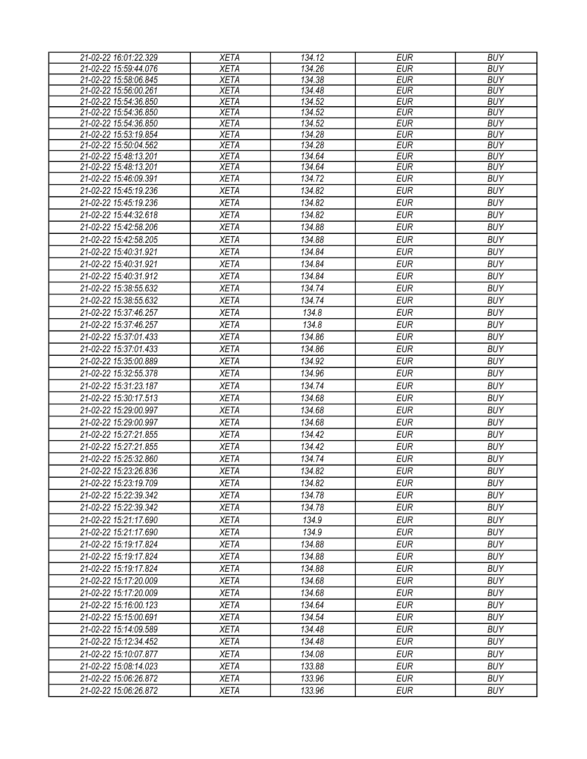| 21-02-22 16:01:22.329 | XETA | 134.12 | EUR | BUY |
|---|---|---|---|---|
| 21-02-22 15:59:44.076 | XETA | 134.26 | EUR | BUY |
| 21-02-22 15:58:06.845 | XETA | 134.38 | EUR | BUY |
| 21-02-22 15:56:00.261 | XETA | 134.48 | EUR | BUY |
| 21-02-22 15:54:36.850 | XETA | 134.52 | EUR | BUY |
| 21-02-22 15:54:36.850 | XETA | 134.52 | EUR | BUY |
| 21-02-22 15:54:36.850 | XETA | 134.52 | EUR | BUY |
| 21-02-22 15:53:19.854 | XETA | 134.28 | EUR | BUY |
| 21-02-22 15:50:04.562 | XETA | 134.28 | EUR | BUY |
| 21-02-22 15:48:13.201 | XETA | 134.64 | EUR | BUY |
| 21-02-22 15:48:13.201 | XETA | 134.64 | EUR | BUY |
| 21-02-22 15:46:09.391 | XETA | 134.72 | EUR | BUY |
| 21-02-22 15:45:19.236 | XETA | 134.82 | EUR | BUY |
| 21-02-22 15:45:19.236 | XETA | 134.82 | EUR | BUY |
| 21-02-22 15:44:32.618 | XETA | 134.82 | EUR | BUY |
| 21-02-22 15:42:58.206 | XETA | 134.88 | EUR | BUY |
| 21-02-22 15:42:58.205 | XETA | 134.88 | EUR | BUY |
| 21-02-22 15:40:31.921 | XETA | 134.84 | EUR | BUY |
| 21-02-22 15:40:31.921 | XETA | 134.84 | EUR | BUY |
| 21-02-22 15:40:31.912 | XETA | 134.84 | EUR | BUY |
| 21-02-22 15:38:55.632 | XETA | 134.74 | EUR | BUY |
| 21-02-22 15:38:55.632 | XETA | 134.74 | EUR | BUY |
| 21-02-22 15:37:46.257 | XETA | 134.8 | EUR | BUY |
| 21-02-22 15:37:46.257 | XETA | 134.8 | EUR | BUY |
| 21-02-22 15:37:01.433 | XETA | 134.86 | EUR | BUY |
| 21-02-22 15:37:01.433 | XETA | 134.86 | EUR | BUY |
| 21-02-22 15:35:00.889 | XETA | 134.92 | EUR | BUY |
| 21-02-22 15:32:55.378 | XETA | 134.96 | EUR | BUY |
| 21-02-22 15:31:23.187 | XETA | 134.74 | EUR | BUY |
| 21-02-22 15:30:17.513 | XETA | 134.68 | EUR | BUY |
| 21-02-22 15:29:00.997 | XETA | 134.68 | EUR | BUY |
| 21-02-22 15:29:00.997 | XETA | 134.68 | EUR | BUY |
| 21-02-22 15:27:21.855 | XETA | 134.42 | EUR | BUY |
| 21-02-22 15:27:21.855 | XETA | 134.42 | EUR | BUY |
| 21-02-22 15:25:32.860 | XETA | 134.74 | EUR | BUY |
| 21-02-22 15:23:26.836 | XETA | 134.82 | EUR | BUY |
| 21-02-22 15:23:19.709 | XETA | 134.82 | EUR | BUY |
| 21-02-22 15:22:39.342 | XETA | 134.78 | EUR | BUY |
| 21-02-22 15:22:39.342 | XETA | 134.78 | EUR | BUY |
| 21-02-22 15:21:17.690 | XETA | 134.9 | EUR | BUY |
| 21-02-22 15:21:17.690 | XETA | 134.9 | EUR | BUY |
| 21-02-22 15:19:17.824 | XETA | 134.88 | EUR | BUY |
| 21-02-22 15:19:17.824 | XETA | 134.88 | EUR | BUY |
| 21-02-22 15:19:17.824 | XETA | 134.88 | EUR | BUY |
| 21-02-22 15:17:20.009 | XETA | 134.68 | EUR | BUY |
| 21-02-22 15:17:20.009 | XETA | 134.68 | EUR | BUY |
| 21-02-22 15:16:00.123 | XETA | 134.64 | EUR | BUY |
| 21-02-22 15:15:00.691 | XETA | 134.54 | EUR | BUY |
| 21-02-22 15:14:09.589 | XETA | 134.48 | EUR | BUY |
| 21-02-22 15:12:34.452 | XETA | 134.48 | EUR | BUY |
| 21-02-22 15:10:07.877 | XETA | 134.08 | EUR | BUY |
| 21-02-22 15:08:14.023 | XETA | 133.88 | EUR | BUY |
| 21-02-22 15:06:26.872 | XETA | 133.96 | EUR | BUY |
| 21-02-22 15:06:26.872 | XETA | 133.96 | EUR | BUY |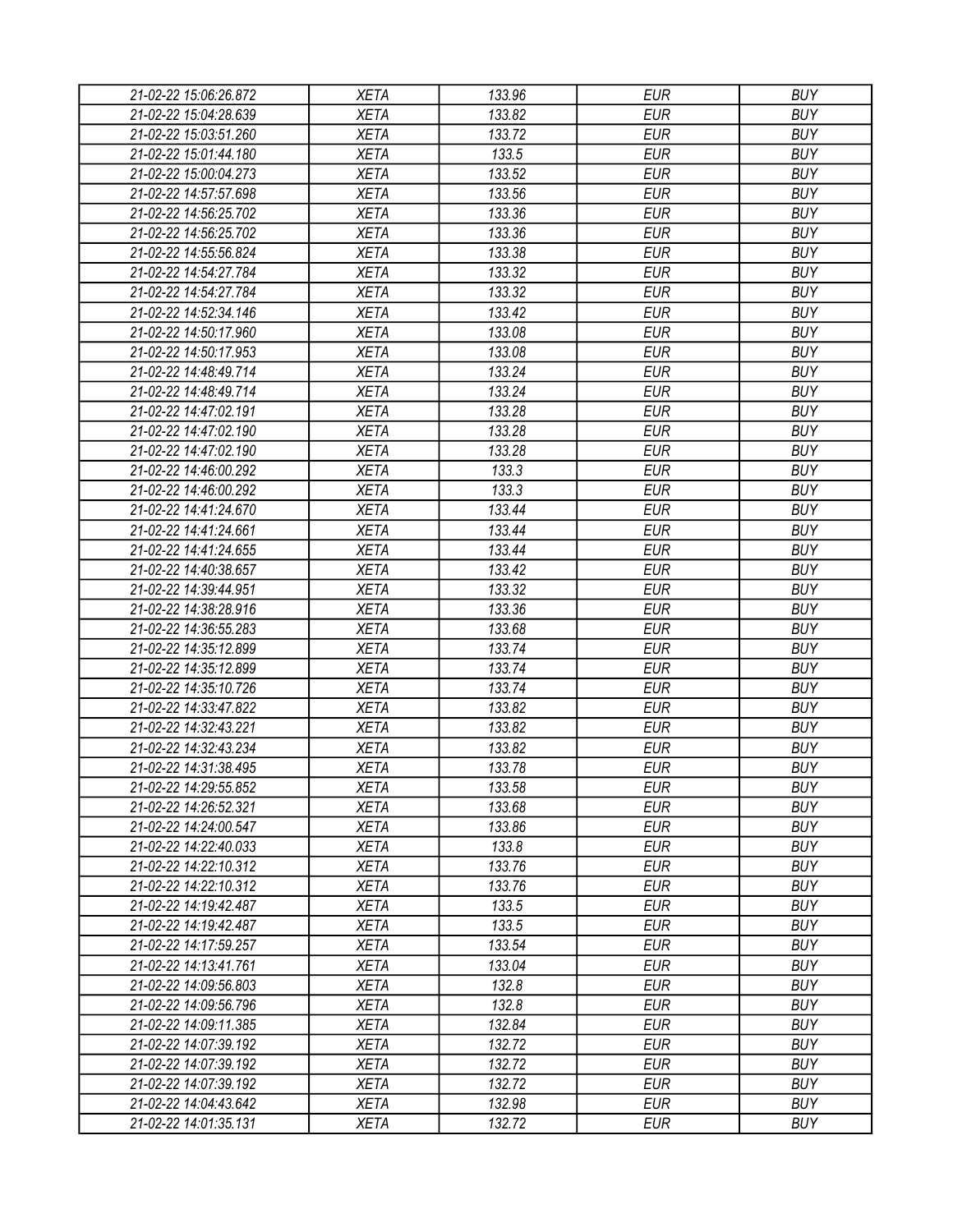| 21-02-22 15:06:26.872 | XETA | 133.96 | EUR | BUY |
|---|---|---|---|---|
| 21-02-22 15:04:28.639 | XETA | 133.82 | EUR | BUY |
| 21-02-22 15:03:51.260 | XETA | 133.72 | EUR | BUY |
| 21-02-22 15:01:44.180 | XETA | 133.5 | EUR | BUY |
| 21-02-22 15:00:04.273 | XETA | 133.52 | EUR | BUY |
| 21-02-22 14:57:57.698 | XETA | 133.56 | EUR | BUY |
| 21-02-22 14:56:25.702 | XETA | 133.36 | EUR | BUY |
| 21-02-22 14:56:25.702 | XETA | 133.36 | EUR | BUY |
| 21-02-22 14:55:56.824 | XETA | 133.38 | EUR | BUY |
| 21-02-22 14:54:27.784 | XETA | 133.32 | EUR | BUY |
| 21-02-22 14:54:27.784 | XETA | 133.32 | EUR | BUY |
| 21-02-22 14:52:34.146 | XETA | 133.42 | EUR | BUY |
| 21-02-22 14:50:17.960 | XETA | 133.08 | EUR | BUY |
| 21-02-22 14:50:17.953 | XETA | 133.08 | EUR | BUY |
| 21-02-22 14:48:49.714 | XETA | 133.24 | EUR | BUY |
| 21-02-22 14:48:49.714 | XETA | 133.24 | EUR | BUY |
| 21-02-22 14:47:02.191 | XETA | 133.28 | EUR | BUY |
| 21-02-22 14:47:02.190 | XETA | 133.28 | EUR | BUY |
| 21-02-22 14:47:02.190 | XETA | 133.28 | EUR | BUY |
| 21-02-22 14:46:00.292 | XETA | 133.3 | EUR | BUY |
| 21-02-22 14:46:00.292 | XETA | 133.3 | EUR | BUY |
| 21-02-22 14:41:24.670 | XETA | 133.44 | EUR | BUY |
| 21-02-22 14:41:24.661 | XETA | 133.44 | EUR | BUY |
| 21-02-22 14:41:24.655 | XETA | 133.44 | EUR | BUY |
| 21-02-22 14:40:38.657 | XETA | 133.42 | EUR | BUY |
| 21-02-22 14:39:44.951 | XETA | 133.32 | EUR | BUY |
| 21-02-22 14:38:28.916 | XETA | 133.36 | EUR | BUY |
| 21-02-22 14:36:55.283 | XETA | 133.68 | EUR | BUY |
| 21-02-22 14:35:12.899 | XETA | 133.74 | EUR | BUY |
| 21-02-22 14:35:12.899 | XETA | 133.74 | EUR | BUY |
| 21-02-22 14:35:10.726 | XETA | 133.74 | EUR | BUY |
| 21-02-22 14:33:47.822 | XETA | 133.82 | EUR | BUY |
| 21-02-22 14:32:43.221 | XETA | 133.82 | EUR | BUY |
| 21-02-22 14:32:43.234 | XETA | 133.82 | EUR | BUY |
| 21-02-22 14:31:38.495 | XETA | 133.78 | EUR | BUY |
| 21-02-22 14:29:55.852 | XETA | 133.58 | EUR | BUY |
| 21-02-22 14:26:52.321 | XETA | 133.68 | EUR | BUY |
| 21-02-22 14:24:00.547 | XETA | 133.86 | EUR | BUY |
| 21-02-22 14:22:40.033 | XETA | 133.8 | EUR | BUY |
| 21-02-22 14:22:10.312 | XETA | 133.76 | EUR | BUY |
| 21-02-22 14:22:10.312 | XETA | 133.76 | EUR | BUY |
| 21-02-22 14:19:42.487 | XETA | 133.5 | EUR | BUY |
| 21-02-22 14:19:42.487 | XETA | 133.5 | EUR | BUY |
| 21-02-22 14:17:59.257 | XETA | 133.54 | EUR | BUY |
| 21-02-22 14:13:41.761 | XETA | 133.04 | EUR | BUY |
| 21-02-22 14:09:56.803 | XETA | 132.8 | EUR | BUY |
| 21-02-22 14:09:56.796 | XETA | 132.8 | EUR | BUY |
| 21-02-22 14:09:11.385 | XETA | 132.84 | EUR | BUY |
| 21-02-22 14:07:39.192 | XETA | 132.72 | EUR | BUY |
| 21-02-22 14:07:39.192 | XETA | 132.72 | EUR | BUY |
| 21-02-22 14:07:39.192 | XETA | 132.72 | EUR | BUY |
| 21-02-22 14:04:43.642 | XETA | 132.98 | EUR | BUY |
| 21-02-22 14:01:35.131 | XETA | 132.72 | EUR | BUY |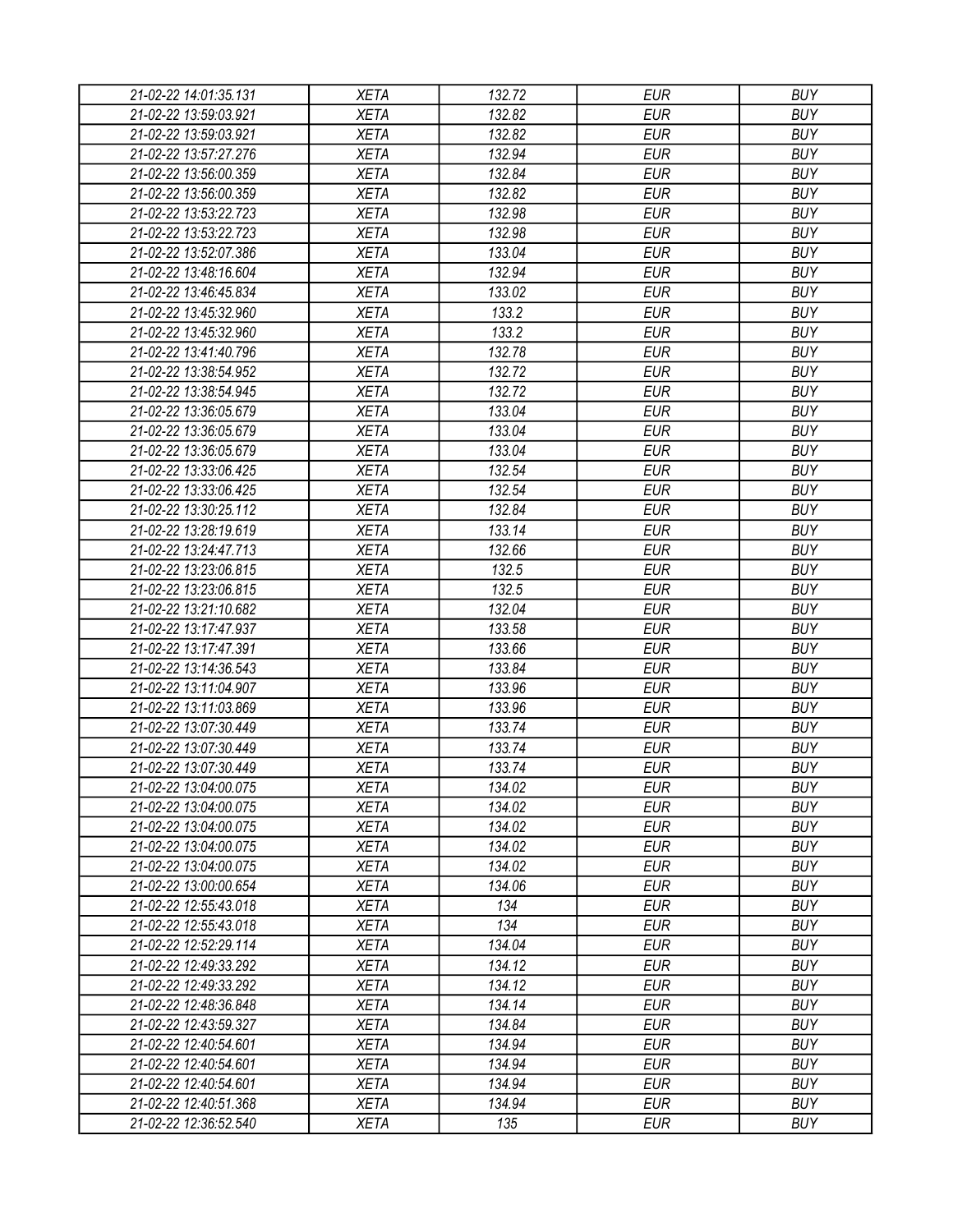| 21-02-22 14:01:35.131 | XETA | 132.72 | EUR | BUY |
|---|---|---|---|---|
| 21-02-22 13:59:03.921 | XETA | 132.82 | EUR | BUY |
| 21-02-22 13:59:03.921 | XETA | 132.82 | EUR | BUY |
| 21-02-22 13:57:27.276 | XETA | 132.94 | EUR | BUY |
| 21-02-22 13:56:00.359 | XETA | 132.84 | EUR | BUY |
| 21-02-22 13:56:00.359 | XETA | 132.82 | EUR | BUY |
| 21-02-22 13:53:22.723 | XETA | 132.98 | EUR | BUY |
| 21-02-22 13:53:22.723 | XETA | 132.98 | EUR | BUY |
| 21-02-22 13:52:07.386 | XETA | 133.04 | EUR | BUY |
| 21-02-22 13:48:16.604 | XETA | 132.94 | EUR | BUY |
| 21-02-22 13:46:45.834 | XETA | 133.02 | EUR | BUY |
| 21-02-22 13:45:32.960 | XETA | 133.2 | EUR | BUY |
| 21-02-22 13:45:32.960 | XETA | 133.2 | EUR | BUY |
| 21-02-22 13:41:40.796 | XETA | 132.78 | EUR | BUY |
| 21-02-22 13:38:54.952 | XETA | 132.72 | EUR | BUY |
| 21-02-22 13:38:54.945 | XETA | 132.72 | EUR | BUY |
| 21-02-22 13:36:05.679 | XETA | 133.04 | EUR | BUY |
| 21-02-22 13:36:05.679 | XETA | 133.04 | EUR | BUY |
| 21-02-22 13:36:05.679 | XETA | 133.04 | EUR | BUY |
| 21-02-22 13:33:06.425 | XETA | 132.54 | EUR | BUY |
| 21-02-22 13:33:06.425 | XETA | 132.54 | EUR | BUY |
| 21-02-22 13:30:25.112 | XETA | 132.84 | EUR | BUY |
| 21-02-22 13:28:19.619 | XETA | 133.14 | EUR | BUY |
| 21-02-22 13:24:47.713 | XETA | 132.66 | EUR | BUY |
| 21-02-22 13:23:06.815 | XETA | 132.5 | EUR | BUY |
| 21-02-22 13:23:06.815 | XETA | 132.5 | EUR | BUY |
| 21-02-22 13:21:10.682 | XETA | 132.04 | EUR | BUY |
| 21-02-22 13:17:47.937 | XETA | 133.58 | EUR | BUY |
| 21-02-22 13:17:47.391 | XETA | 133.66 | EUR | BUY |
| 21-02-22 13:14:36.543 | XETA | 133.84 | EUR | BUY |
| 21-02-22 13:11:04.907 | XETA | 133.96 | EUR | BUY |
| 21-02-22 13:11:03.869 | XETA | 133.96 | EUR | BUY |
| 21-02-22 13:07:30.449 | XETA | 133.74 | EUR | BUY |
| 21-02-22 13:07:30.449 | XETA | 133.74 | EUR | BUY |
| 21-02-22 13:07:30.449 | XETA | 133.74 | EUR | BUY |
| 21-02-22 13:04:00.075 | XETA | 134.02 | EUR | BUY |
| 21-02-22 13:04:00.075 | XETA | 134.02 | EUR | BUY |
| 21-02-22 13:04:00.075 | XETA | 134.02 | EUR | BUY |
| 21-02-22 13:04:00.075 | XETA | 134.02 | EUR | BUY |
| 21-02-22 13:04:00.075 | XETA | 134.02 | EUR | BUY |
| 21-02-22 13:00:00.654 | XETA | 134.06 | EUR | BUY |
| 21-02-22 12:55:43.018 | XETA | 134 | EUR | BUY |
| 21-02-22 12:55:43.018 | XETA | 134 | EUR | BUY |
| 21-02-22 12:52:29.114 | XETA | 134.04 | EUR | BUY |
| 21-02-22 12:49:33.292 | XETA | 134.12 | EUR | BUY |
| 21-02-22 12:49:33.292 | XETA | 134.12 | EUR | BUY |
| 21-02-22 12:48:36.848 | XETA | 134.14 | EUR | BUY |
| 21-02-22 12:43:59.327 | XETA | 134.84 | EUR | BUY |
| 21-02-22 12:40:54.601 | XETA | 134.94 | EUR | BUY |
| 21-02-22 12:40:54.601 | XETA | 134.94 | EUR | BUY |
| 21-02-22 12:40:54.601 | XETA | 134.94 | EUR | BUY |
| 21-02-22 12:40:51.368 | XETA | 134.94 | EUR | BUY |
| 21-02-22 12:36:52.540 | XETA | 135 | EUR | BUY |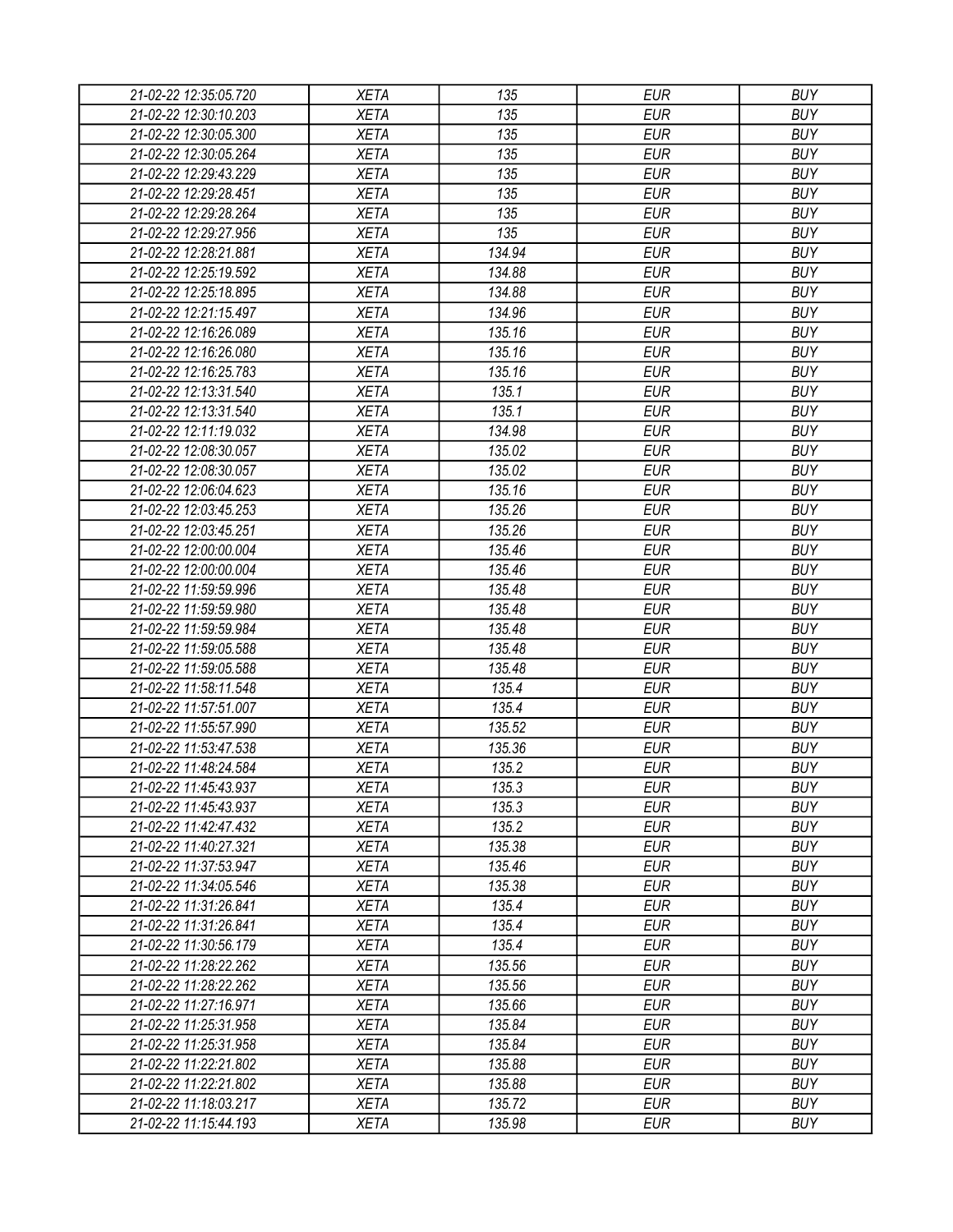| | | | | |
|---|---|---|---|---|
| 21-02-22 12:35:05.720 | XETA | 135 | EUR | BUY |
| 21-02-22 12:30:10.203 | XETA | 135 | EUR | BUY |
| 21-02-22 12:30:05.300 | XETA | 135 | EUR | BUY |
| 21-02-22 12:30:05.264 | XETA | 135 | EUR | BUY |
| 21-02-22 12:29:43.229 | XETA | 135 | EUR | BUY |
| 21-02-22 12:29:28.451 | XETA | 135 | EUR | BUY |
| 21-02-22 12:29:28.264 | XETA | 135 | EUR | BUY |
| 21-02-22 12:29:27.956 | XETA | 135 | EUR | BUY |
| 21-02-22 12:28:21.881 | XETA | 134.94 | EUR | BUY |
| 21-02-22 12:25:19.592 | XETA | 134.88 | EUR | BUY |
| 21-02-22 12:25:18.895 | XETA | 134.88 | EUR | BUY |
| 21-02-22 12:21:15.497 | XETA | 134.96 | EUR | BUY |
| 21-02-22 12:16:26.089 | XETA | 135.16 | EUR | BUY |
| 21-02-22 12:16:26.080 | XETA | 135.16 | EUR | BUY |
| 21-02-22 12:16:25.783 | XETA | 135.16 | EUR | BUY |
| 21-02-22 12:13:31.540 | XETA | 135.1 | EUR | BUY |
| 21-02-22 12:13:31.540 | XETA | 135.1 | EUR | BUY |
| 21-02-22 12:11:19.032 | XETA | 134.98 | EUR | BUY |
| 21-02-22 12:08:30.057 | XETA | 135.02 | EUR | BUY |
| 21-02-22 12:08:30.057 | XETA | 135.02 | EUR | BUY |
| 21-02-22 12:06:04.623 | XETA | 135.16 | EUR | BUY |
| 21-02-22 12:03:45.253 | XETA | 135.26 | EUR | BUY |
| 21-02-22 12:03:45.251 | XETA | 135.26 | EUR | BUY |
| 21-02-22 12:00:00.004 | XETA | 135.46 | EUR | BUY |
| 21-02-22 12:00:00.004 | XETA | 135.46 | EUR | BUY |
| 21-02-22 11:59:59.996 | XETA | 135.48 | EUR | BUY |
| 21-02-22 11:59:59.980 | XETA | 135.48 | EUR | BUY |
| 21-02-22 11:59:59.984 | XETA | 135.48 | EUR | BUY |
| 21-02-22 11:59:05.588 | XETA | 135.48 | EUR | BUY |
| 21-02-22 11:59:05.588 | XETA | 135.48 | EUR | BUY |
| 21-02-22 11:58:11.548 | XETA | 135.4 | EUR | BUY |
| 21-02-22 11:57:51.007 | XETA | 135.4 | EUR | BUY |
| 21-02-22 11:55:57.990 | XETA | 135.52 | EUR | BUY |
| 21-02-22 11:53:47.538 | XETA | 135.36 | EUR | BUY |
| 21-02-22 11:48:24.584 | XETA | 135.2 | EUR | BUY |
| 21-02-22 11:45:43.937 | XETA | 135.3 | EUR | BUY |
| 21-02-22 11:45:43.937 | XETA | 135.3 | EUR | BUY |
| 21-02-22 11:42:47.432 | XETA | 135.2 | EUR | BUY |
| 21-02-22 11:40:27.321 | XETA | 135.38 | EUR | BUY |
| 21-02-22 11:37:53.947 | XETA | 135.46 | EUR | BUY |
| 21-02-22 11:34:05.546 | XETA | 135.38 | EUR | BUY |
| 21-02-22 11:31:26.841 | XETA | 135.4 | EUR | BUY |
| 21-02-22 11:31:26.841 | XETA | 135.4 | EUR | BUY |
| 21-02-22 11:30:56.179 | XETA | 135.4 | EUR | BUY |
| 21-02-22 11:28:22.262 | XETA | 135.56 | EUR | BUY |
| 21-02-22 11:28:22.262 | XETA | 135.56 | EUR | BUY |
| 21-02-22 11:27:16.971 | XETA | 135.66 | EUR | BUY |
| 21-02-22 11:25:31.958 | XETA | 135.84 | EUR | BUY |
| 21-02-22 11:25:31.958 | XETA | 135.84 | EUR | BUY |
| 21-02-22 11:22:21.802 | XETA | 135.88 | EUR | BUY |
| 21-02-22 11:22:21.802 | XETA | 135.88 | EUR | BUY |
| 21-02-22 11:18:03.217 | XETA | 135.72 | EUR | BUY |
| 21-02-22 11:15:44.193 | XETA | 135.98 | EUR | BUY |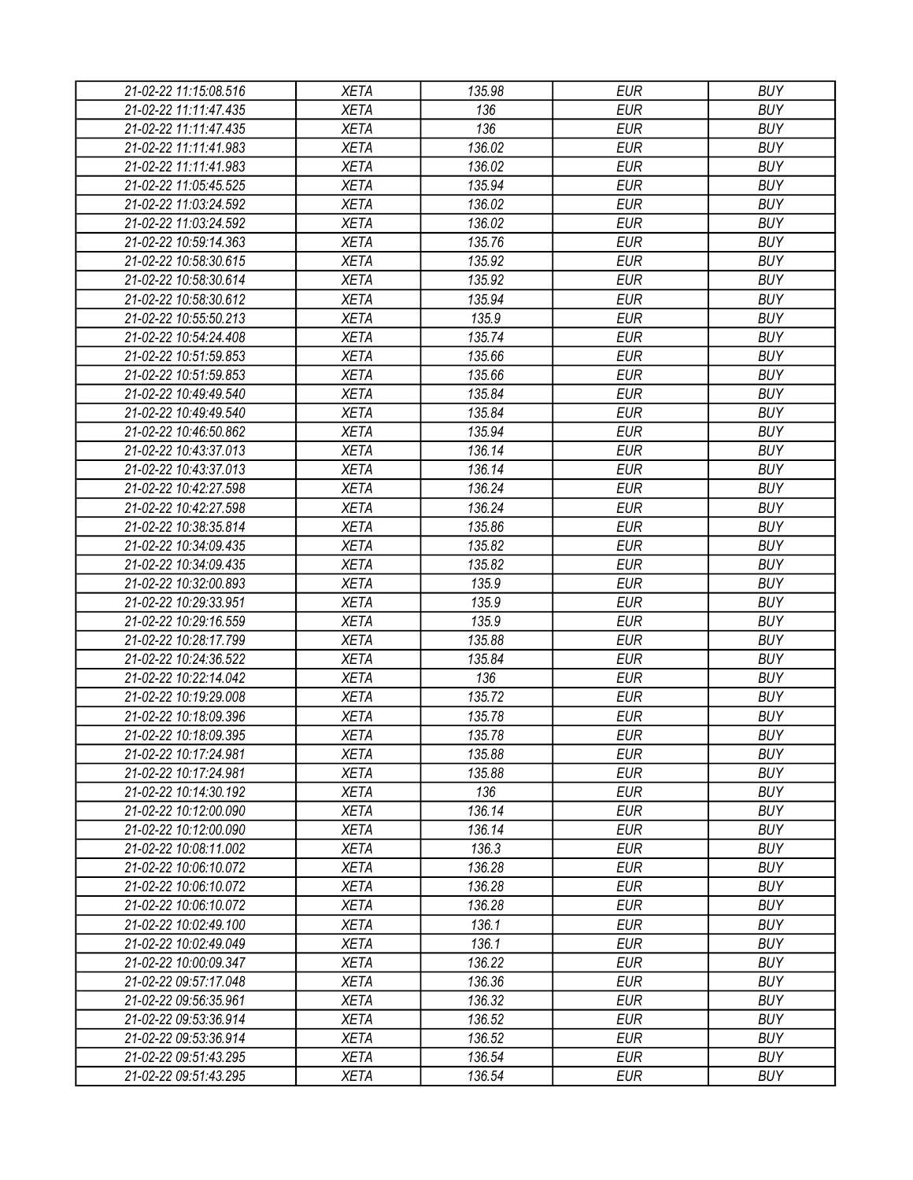| 21-02-22 11:15:08.516 | XETA | 135.98 | EUR | BUY |
|---|---|---|---|---|
| 21-02-22 11:11:47.435 | XETA | 136 | EUR | BUY |
| 21-02-22 11:11:47.435 | XETA | 136 | EUR | BUY |
| 21-02-22 11:11:41.983 | XETA | 136.02 | EUR | BUY |
| 21-02-22 11:11:41.983 | XETA | 136.02 | EUR | BUY |
| 21-02-22 11:05:45.525 | XETA | 135.94 | EUR | BUY |
| 21-02-22 11:03:24.592 | XETA | 136.02 | EUR | BUY |
| 21-02-22 11:03:24.592 | XETA | 136.02 | EUR | BUY |
| 21-02-22 10:59:14.363 | XETA | 135.76 | EUR | BUY |
| 21-02-22 10:58:30.615 | XETA | 135.92 | EUR | BUY |
| 21-02-22 10:58:30.614 | XETA | 135.92 | EUR | BUY |
| 21-02-22 10:58:30.612 | XETA | 135.94 | EUR | BUY |
| 21-02-22 10:55:50.213 | XETA | 135.9 | EUR | BUY |
| 21-02-22 10:54:24.408 | XETA | 135.74 | EUR | BUY |
| 21-02-22 10:51:59.853 | XETA | 135.66 | EUR | BUY |
| 21-02-22 10:51:59.853 | XETA | 135.66 | EUR | BUY |
| 21-02-22 10:49:49.540 | XETA | 135.84 | EUR | BUY |
| 21-02-22 10:49:49.540 | XETA | 135.84 | EUR | BUY |
| 21-02-22 10:46:50.862 | XETA | 135.94 | EUR | BUY |
| 21-02-22 10:43:37.013 | XETA | 136.14 | EUR | BUY |
| 21-02-22 10:43:37.013 | XETA | 136.14 | EUR | BUY |
| 21-02-22 10:42:27.598 | XETA | 136.24 | EUR | BUY |
| 21-02-22 10:42:27.598 | XETA | 136.24 | EUR | BUY |
| 21-02-22 10:38:35.814 | XETA | 135.86 | EUR | BUY |
| 21-02-22 10:34:09.435 | XETA | 135.82 | EUR | BUY |
| 21-02-22 10:34:09.435 | XETA | 135.82 | EUR | BUY |
| 21-02-22 10:32:00.893 | XETA | 135.9 | EUR | BUY |
| 21-02-22 10:29:33.951 | XETA | 135.9 | EUR | BUY |
| 21-02-22 10:29:16.559 | XETA | 135.9 | EUR | BUY |
| 21-02-22 10:28:17.799 | XETA | 135.88 | EUR | BUY |
| 21-02-22 10:24:36.522 | XETA | 135.84 | EUR | BUY |
| 21-02-22 10:22:14.042 | XETA | 136 | EUR | BUY |
| 21-02-22 10:19:29.008 | XETA | 135.72 | EUR | BUY |
| 21-02-22 10:18:09.396 | XETA | 135.78 | EUR | BUY |
| 21-02-22 10:18:09.395 | XETA | 135.78 | EUR | BUY |
| 21-02-22 10:17:24.981 | XETA | 135.88 | EUR | BUY |
| 21-02-22 10:17:24.981 | XETA | 135.88 | EUR | BUY |
| 21-02-22 10:14:30.192 | XETA | 136 | EUR | BUY |
| 21-02-22 10:12:00.090 | XETA | 136.14 | EUR | BUY |
| 21-02-22 10:12:00.090 | XETA | 136.14 | EUR | BUY |
| 21-02-22 10:08:11.002 | XETA | 136.3 | EUR | BUY |
| 21-02-22 10:06:10.072 | XETA | 136.28 | EUR | BUY |
| 21-02-22 10:06:10.072 | XETA | 136.28 | EUR | BUY |
| 21-02-22 10:06:10.072 | XETA | 136.28 | EUR | BUY |
| 21-02-22 10:02:49.100 | XETA | 136.1 | EUR | BUY |
| 21-02-22 10:02:49.049 | XETA | 136.1 | EUR | BUY |
| 21-02-22 10:00:09.347 | XETA | 136.22 | EUR | BUY |
| 21-02-22 09:57:17.048 | XETA | 136.36 | EUR | BUY |
| 21-02-22 09:56:35.961 | XETA | 136.32 | EUR | BUY |
| 21-02-22 09:53:36.914 | XETA | 136.52 | EUR | BUY |
| 21-02-22 09:53:36.914 | XETA | 136.52 | EUR | BUY |
| 21-02-22 09:51:43.295 | XETA | 136.54 | EUR | BUY |
| 21-02-22 09:51:43.295 | XETA | 136.54 | EUR | BUY |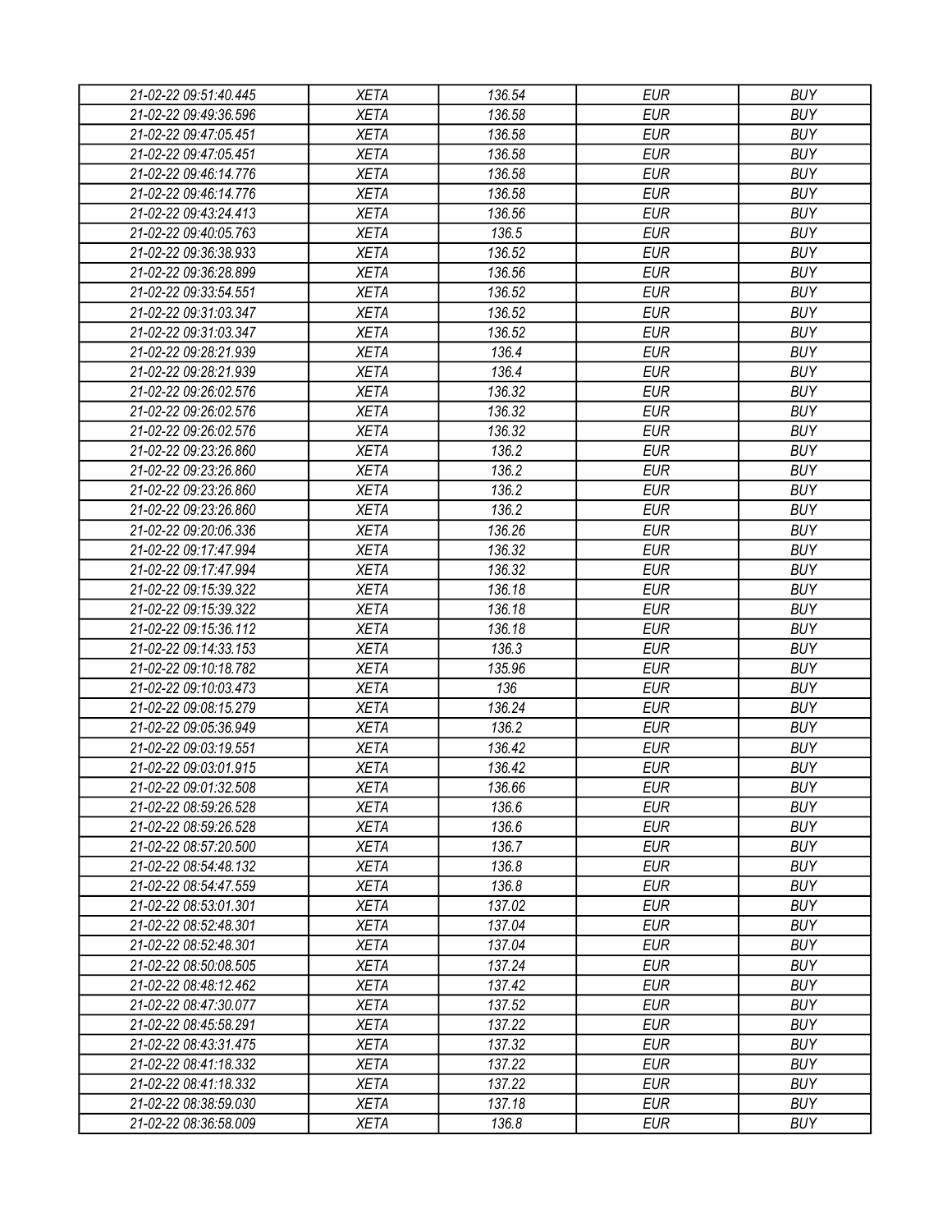| 21-02-22 09:51:40.445 | XETA | 136.54 | EUR | BUY |
|---|---|---|---|---|
| 21-02-22 09:49:36.596 | XETA | 136.58 | EUR | BUY |
| 21-02-22 09:47:05.451 | XETA | 136.58 | EUR | BUY |
| 21-02-22 09:47:05.451 | XETA | 136.58 | EUR | BUY |
| 21-02-22 09:46:14.776 | XETA | 136.58 | EUR | BUY |
| 21-02-22 09:46:14.776 | XETA | 136.58 | EUR | BUY |
| 21-02-22 09:43:24.413 | XETA | 136.56 | EUR | BUY |
| 21-02-22 09:40:05.763 | XETA | 136.5 | EUR | BUY |
| 21-02-22 09:36:38.933 | XETA | 136.52 | EUR | BUY |
| 21-02-22 09:36:28.899 | XETA | 136.56 | EUR | BUY |
| 21-02-22 09:33:54.551 | XETA | 136.52 | EUR | BUY |
| 21-02-22 09:31:03.347 | XETA | 136.52 | EUR | BUY |
| 21-02-22 09:31:03.347 | XETA | 136.52 | EUR | BUY |
| 21-02-22 09:28:21.939 | XETA | 136.4 | EUR | BUY |
| 21-02-22 09:28:21.939 | XETA | 136.4 | EUR | BUY |
| 21-02-22 09:26:02.576 | XETA | 136.32 | EUR | BUY |
| 21-02-22 09:26:02.576 | XETA | 136.32 | EUR | BUY |
| 21-02-22 09:26:02.576 | XETA | 136.32 | EUR | BUY |
| 21-02-22 09:23:26.860 | XETA | 136.2 | EUR | BUY |
| 21-02-22 09:23:26.860 | XETA | 136.2 | EUR | BUY |
| 21-02-22 09:23:26.860 | XETA | 136.2 | EUR | BUY |
| 21-02-22 09:23:26.860 | XETA | 136.2 | EUR | BUY |
| 21-02-22 09:20:06.336 | XETA | 136.26 | EUR | BUY |
| 21-02-22 09:17:47.994 | XETA | 136.32 | EUR | BUY |
| 21-02-22 09:17:47.994 | XETA | 136.32 | EUR | BUY |
| 21-02-22 09:15:39.322 | XETA | 136.18 | EUR | BUY |
| 21-02-22 09:15:39.322 | XETA | 136.18 | EUR | BUY |
| 21-02-22 09:15:36.112 | XETA | 136.18 | EUR | BUY |
| 21-02-22 09:14:33.153 | XETA | 136.3 | EUR | BUY |
| 21-02-22 09:10:18.782 | XETA | 135.96 | EUR | BUY |
| 21-02-22 09:10:03.473 | XETA | 136 | EUR | BUY |
| 21-02-22 09:08:15.279 | XETA | 136.24 | EUR | BUY |
| 21-02-22 09:05:36.949 | XETA | 136.2 | EUR | BUY |
| 21-02-22 09:03:19.551 | XETA | 136.42 | EUR | BUY |
| 21-02-22 09:03:01.915 | XETA | 136.42 | EUR | BUY |
| 21-02-22 09:01:32.508 | XETA | 136.66 | EUR | BUY |
| 21-02-22 08:59:26.528 | XETA | 136.6 | EUR | BUY |
| 21-02-22 08:59:26.528 | XETA | 136.6 | EUR | BUY |
| 21-02-22 08:57:20.500 | XETA | 136.7 | EUR | BUY |
| 21-02-22 08:54:48.132 | XETA | 136.8 | EUR | BUY |
| 21-02-22 08:54:47.559 | XETA | 136.8 | EUR | BUY |
| 21-02-22 08:53:01.301 | XETA | 137.02 | EUR | BUY |
| 21-02-22 08:52:48.301 | XETA | 137.04 | EUR | BUY |
| 21-02-22 08:52:48.301 | XETA | 137.04 | EUR | BUY |
| 21-02-22 08:50:08.505 | XETA | 137.24 | EUR | BUY |
| 21-02-22 08:48:12.462 | XETA | 137.42 | EUR | BUY |
| 21-02-22 08:47:30.077 | XETA | 137.52 | EUR | BUY |
| 21-02-22 08:45:58.291 | XETA | 137.22 | EUR | BUY |
| 21-02-22 08:43:31.475 | XETA | 137.32 | EUR | BUY |
| 21-02-22 08:41:18.332 | XETA | 137.22 | EUR | BUY |
| 21-02-22 08:41:18.332 | XETA | 137.22 | EUR | BUY |
| 21-02-22 08:38:59.030 | XETA | 137.18 | EUR | BUY |
| 21-02-22 08:36:58.009 | XETA | 136.8 | EUR | BUY |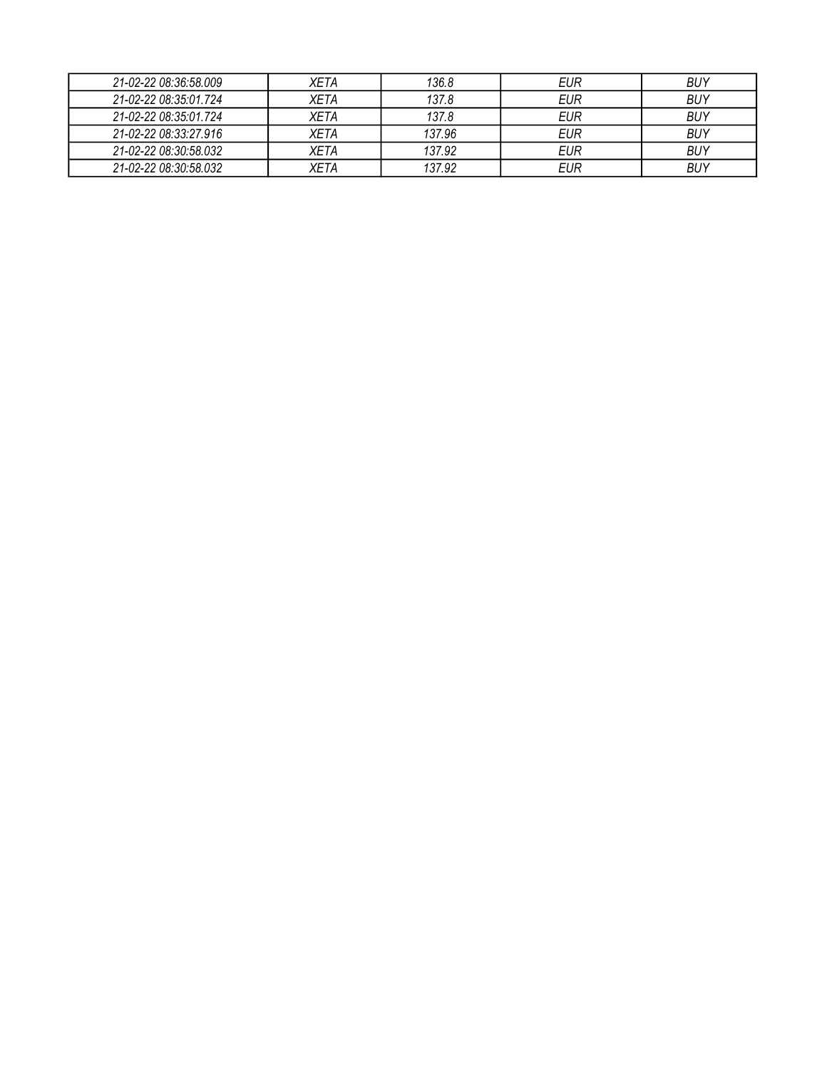| | | | | |
|---|---|---|---|---|
| *21-02-22 08:36:58.009* | *XETA* | *136.8* | *EUR* | *BUY* |
| *21-02-22 08:35:01.724* | *XETA* | *137.8* | *EUR* | *BUY* |
| *21-02-22 08:35:01.724* | *XETA* | *137.8* | *EUR* | *BUY* |
| *21-02-22 08:33:27.916* | *XETA* | *137.96* | *EUR* | *BUY* |
| *21-02-22 08:30:58.032* | *XETA* | *137.92* | *EUR* | *BUY* |
| *21-02-22 08:30:58.032* | *XETA* | *137.92* | *EUR* | *BUY* |